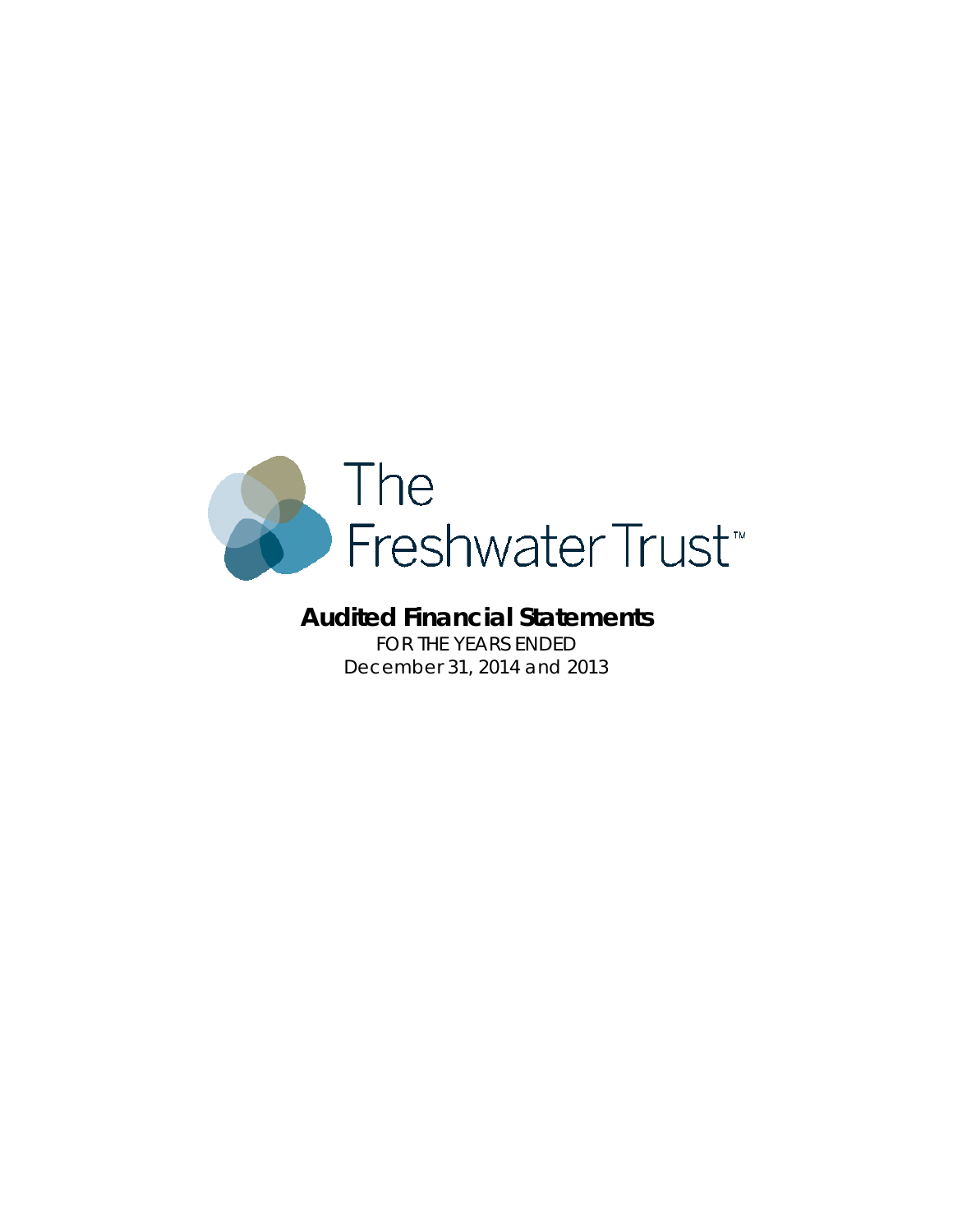The Freshwater Trust™

# Audited Financial Statements

FOR THE YEARS ENDED
December 31, 2014 and 2013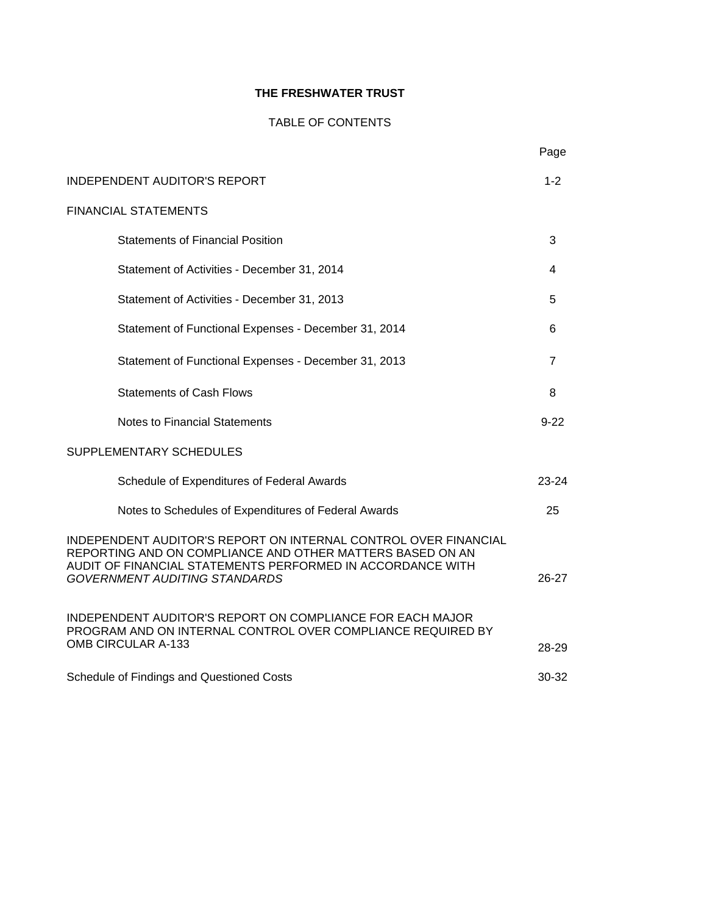# THE FRESHWATER TRUST

## TABLE OF CONTENTS

| | Page |
|---|---|
| INDEPENDENT AUDITOR'S REPORT | 1-2 |
| FINANCIAL STATEMENTS | |
| Statements of Financial Position | 3 |
| Statement of Activities - December 31, 2014 | 4 |
| Statement of Activities - December 31, 2013 | 5 |
| Statement of Functional Expenses - December 31, 2014 | 6 |
| Statement of Functional Expenses - December 31, 2013 | 7 |
| Statements of Cash Flows | 8 |
| Notes to Financial Statements | 9-22 |
| SUPPLEMENTARY SCHEDULES | |
| Schedule of Expenditures of Federal Awards | 23-24 |
| Notes to Schedules of Expenditures of Federal Awards | 25 |
| INDEPENDENT AUDITOR'S REPORT ON INTERNAL CONTROL OVER FINANCIAL REPORTING AND ON COMPLIANCE AND OTHER MATTERS BASED ON AN AUDIT OF FINANCIAL STATEMENTS PERFORMED IN ACCORDANCE WITH *GOVERNMENT AUDITING STANDARDS* | 26-27 |
| INDEPENDENT AUDITOR'S REPORT ON COMPLIANCE FOR EACH MAJOR PROGRAM AND ON INTERNAL CONTROL OVER COMPLIANCE REQUIRED BY OMB CIRCULAR A-133 | 28-29 |
| Schedule of Findings and Questioned Costs | 30-32 |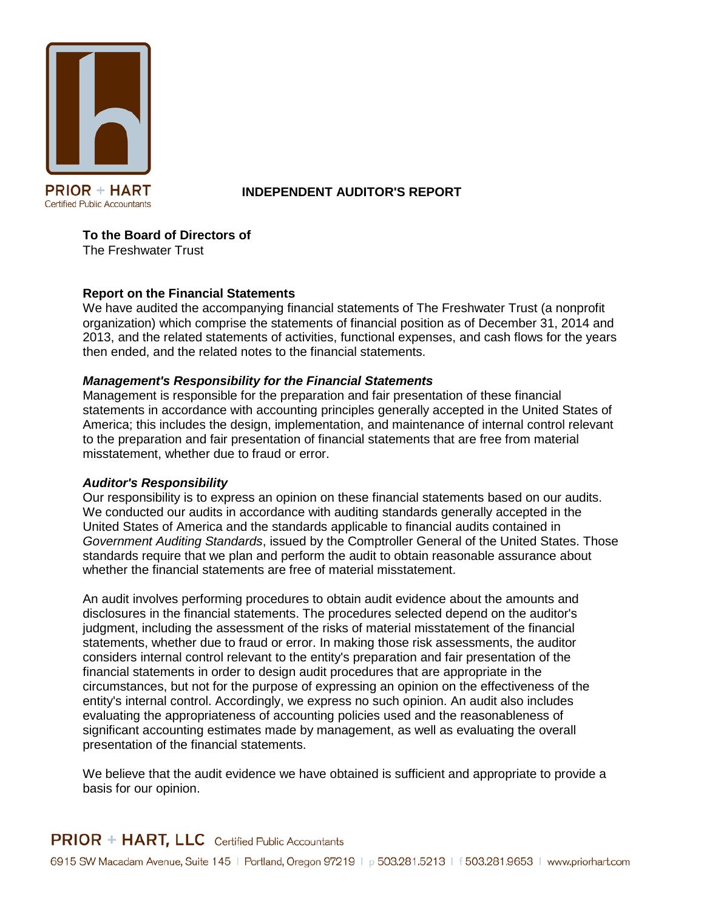# INDEPENDENT AUDITOR'S REPORT

**To the Board of Directors of**
The Freshwater Trust

**Report on the Financial Statements**
We have audited the accompanying financial statements of The Freshwater Trust (a nonprofit organization) which comprise the statements of financial position as of December 31, 2014 and 2013, and the related statements of activities, functional expenses, and cash flows for the years then ended, and the related notes to the financial statements.

***Management's Responsibility for the Financial Statements***
Management is responsible for the preparation and fair presentation of these financial statements in accordance with accounting principles generally accepted in the United States of America; this includes the design, implementation, and maintenance of internal control relevant to the preparation and fair presentation of financial statements that are free from material misstatement, whether due to fraud or error.

***Auditor's Responsibility***
Our responsibility is to express an opinion on these financial statements based on our audits. We conducted our audits in accordance with auditing standards generally accepted in the United States of America and the standards applicable to financial audits contained in *Government Auditing Standards*, issued by the Comptroller General of the United States. Those standards require that we plan and perform the audit to obtain reasonable assurance about whether the financial statements are free of material misstatement.

An audit involves performing procedures to obtain audit evidence about the amounts and disclosures in the financial statements. The procedures selected depend on the auditor's judgment, including the assessment of the risks of material misstatement of the financial statements, whether due to fraud or error. In making those risk assessments, the auditor considers internal control relevant to the entity's preparation and fair presentation of the financial statements in order to design audit procedures that are appropriate in the circumstances, but not for the purpose of expressing an opinion on the effectiveness of the entity's internal control. Accordingly, we express no such opinion. An audit also includes evaluating the appropriateness of accounting policies used and the reasonableness of significant accounting estimates made by management, as well as evaluating the overall presentation of the financial statements.

We believe that the audit evidence we have obtained is sufficient and appropriate to provide a basis for our opinion.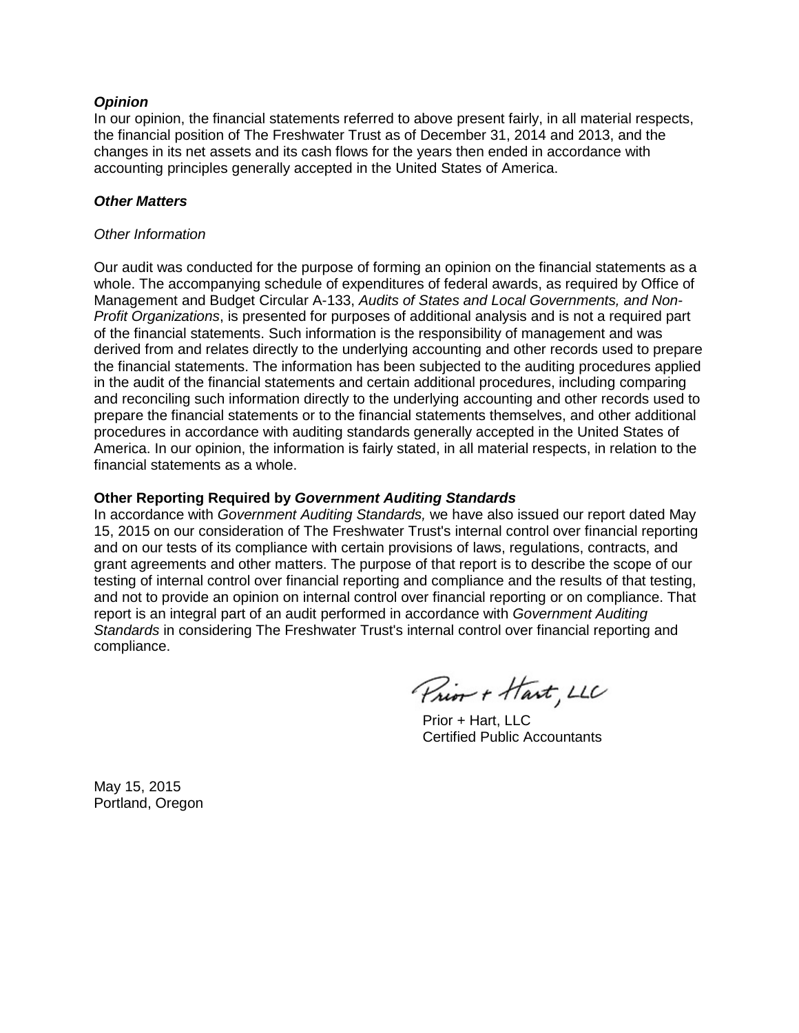***Opinion***

In our opinion, the financial statements referred to above present fairly, in all material respects, the financial position of The Freshwater Trust as of December 31, 2014 and 2013, and the changes in its net assets and its cash flows for the years then ended in accordance with accounting principles generally accepted in the United States of America.

***Other Matters***

*Other Information*

Our audit was conducted for the purpose of forming an opinion on the financial statements as a whole. The accompanying schedule of expenditures of federal awards, as required by Office of Management and Budget Circular A-133, *Audits of States and Local Governments, and Non-Profit Organizations*, is presented for purposes of additional analysis and is not a required part of the financial statements. Such information is the responsibility of management and was derived from and relates directly to the underlying accounting and other records used to prepare the financial statements. The information has been subjected to the auditing procedures applied in the audit of the financial statements and certain additional procedures, including comparing and reconciling such information directly to the underlying accounting and other records used to prepare the financial statements or to the financial statements themselves, and other additional procedures in accordance with auditing standards generally accepted in the United States of America. In our opinion, the information is fairly stated, in all material respects, in relation to the financial statements as a whole.

**Other Reporting Required by *Government Auditing Standards***

In accordance with *Government Auditing Standards,* we have also issued our report dated May 15, 2015 on our consideration of The Freshwater Trust's internal control over financial reporting and on our tests of its compliance with certain provisions of laws, regulations, contracts, and grant agreements and other matters. The purpose of that report is to describe the scope of our testing of internal control over financial reporting and compliance and the results of that testing, and not to provide an opinion on internal control over financial reporting or on compliance. That report is an integral part of an audit performed in accordance with *Government Auditing Standards* in considering The Freshwater Trust's internal control over financial reporting and compliance.

Prior + Hart, LLC

Prior + Hart, LLC
Certified Public Accountants

May 15, 2015
Portland, Oregon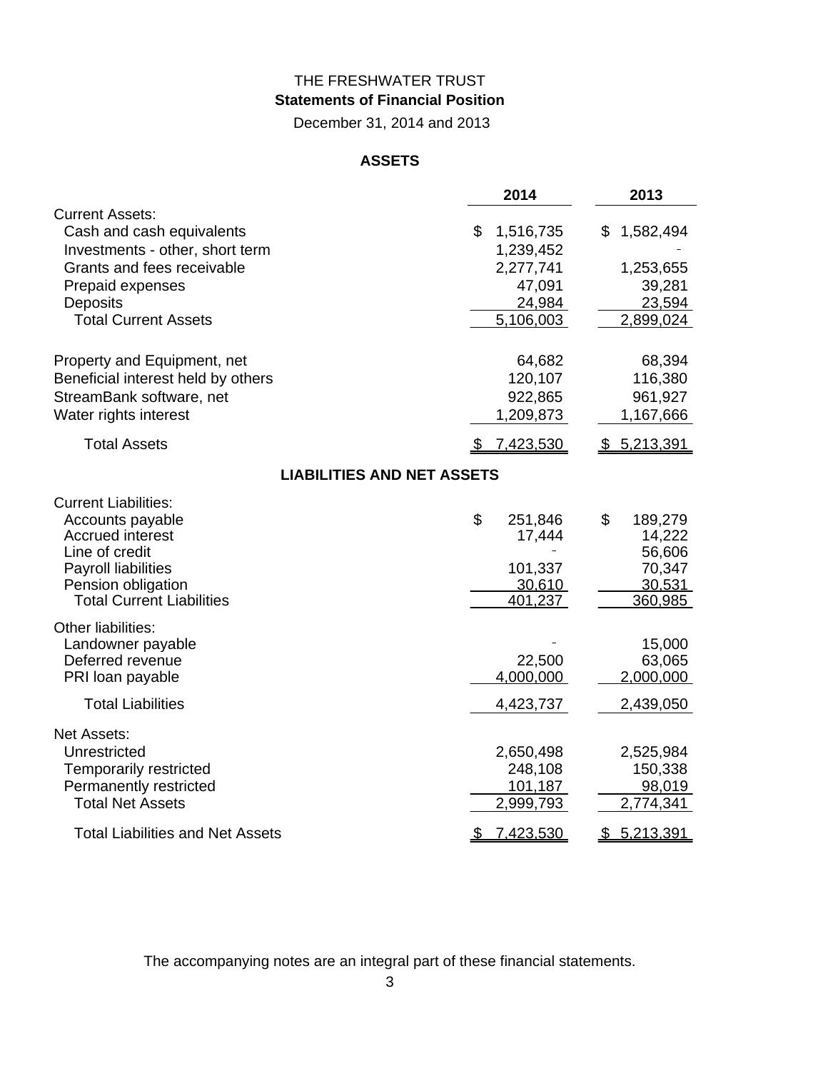THE FRESHWATER TRUST

**Statements of Financial Position**

December 31, 2014 and 2013

**ASSETS**

| | 2014 | 2013 |
|---|---|---|
| Current Assets: | | |
| Cash and cash equivalents | $ 1,516,735 | $ 1,582,494 |
| Investments - other, short term | 1,239,452 | - |
| Grants and fees receivable | 2,277,741 | 1,253,655 |
| Prepaid expenses | 47,091 | 39,281 |
| Deposits | 24,984 | 23,594 |
| Total Current Assets | 5,106,003 | 2,899,024 |
| Property and Equipment, net | 64,682 | 68,394 |
| Beneficial interest held by others | 120,107 | 116,380 |
| StreamBank software, net | 922,865 | 961,927 |
| Water rights interest | 1,209,873 | 1,167,666 |
| Total Assets | $ 7,423,530 | $ 5,213,391 |

**LIABILITIES AND NET ASSETS**

| | 2014 | 2013 |
|---|---|---|
| Current Liabilities: | | |
| Accounts payable | $ 251,846 | $ 189,279 |
| Accrued interest | 17,444 | 14,222 |
| Line of credit | - | 56,606 |
| Payroll liabilities | 101,337 | 70,347 |
| Pension obligation | 30,610 | 30,531 |
| Total Current Liabilities | 401,237 | 360,985 |
| Other liabilities: | | |
| Landowner payable | - | 15,000 |
| Deferred revenue | 22,500 | 63,065 |
| PRI loan payable | 4,000,000 | 2,000,000 |
| Total Liabilities | 4,423,737 | 2,439,050 |
| Net Assets: | | |
| Unrestricted | 2,650,498 | 2,525,984 |
| Temporarily restricted | 248,108 | 150,338 |
| Permanently restricted | 101,187 | 98,019 |
| Total Net Assets | 2,999,793 | 2,774,341 |
| Total Liabilities and Net Assets | $ 7,423,530 | $ 5,213,391 |

The accompanying notes are an integral part of these financial statements.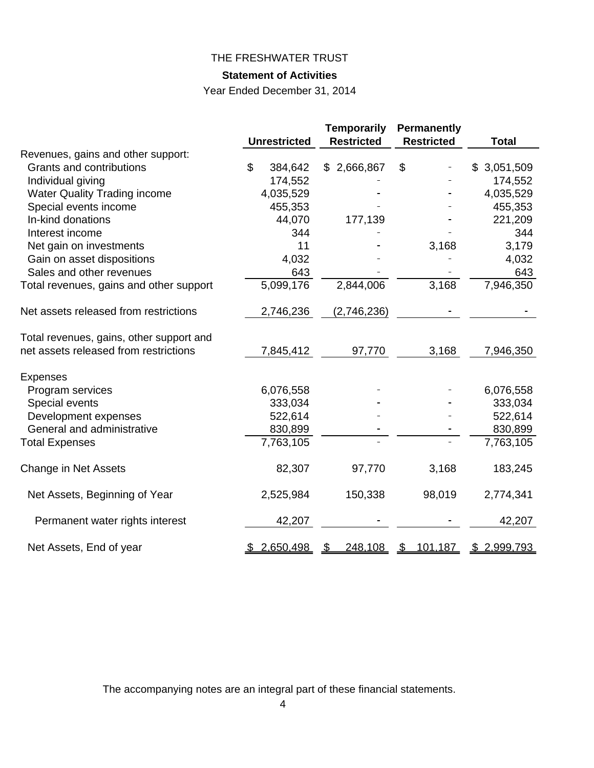THE FRESHWATER TRUST

**Statement of Activities**

Year Ended December 31, 2014

| | Unrestricted | Temporarily Restricted | Permanently Restricted | Total |
|---|---|---|---|---|
| Revenues, gains and other support: | | | | |
| Grants and contributions | $ 384,642 | $ 2,666,867 | $ - | $ 3,051,509 |
| Individual giving | 174,552 | - | - | 174,552 |
| Water Quality Trading income | 4,035,529 | - | - | 4,035,529 |
| Special events income | 455,353 | - | - | 455,353 |
| In-kind donations | 44,070 | 177,139 | - | 221,209 |
| Interest income | 344 | - | - | 344 |
| Net gain on investments | 11 | - | 3,168 | 3,179 |
| Gain on asset dispositions | 4,032 | - | - | 4,032 |
| Sales and other revenues | 643 | - | - | 643 |
| Total revenues, gains and other support | 5,099,176 | 2,844,006 | 3,168 | 7,946,350 |
| Net assets released from restrictions | 2,746,236 | (2,746,236) | - | - |
| Total revenues, gains, other support and net assets released from restrictions | 7,845,412 | 97,770 | 3,168 | 7,946,350 |
| Expenses | | | | |
| Program services | 6,076,558 | - | - | 6,076,558 |
| Special events | 333,034 | - | - | 333,034 |
| Development expenses | 522,614 | - | - | 522,614 |
| General and administrative | 830,899 | - | - | 830,899 |
| Total Expenses | 7,763,105 | - | - | 7,763,105 |
| Change in Net Assets | 82,307 | 97,770 | 3,168 | 183,245 |
| Net Assets, Beginning of Year | 2,525,984 | 150,338 | 98,019 | 2,774,341 |
| Permanent water rights interest | 42,207 | - | - | 42,207 |
| Net Assets, End of year | $ 2,650,498 | $ 248,108 | $ 101,187 | $ 2,999,793 |

The accompanying notes are an integral part of these financial statements.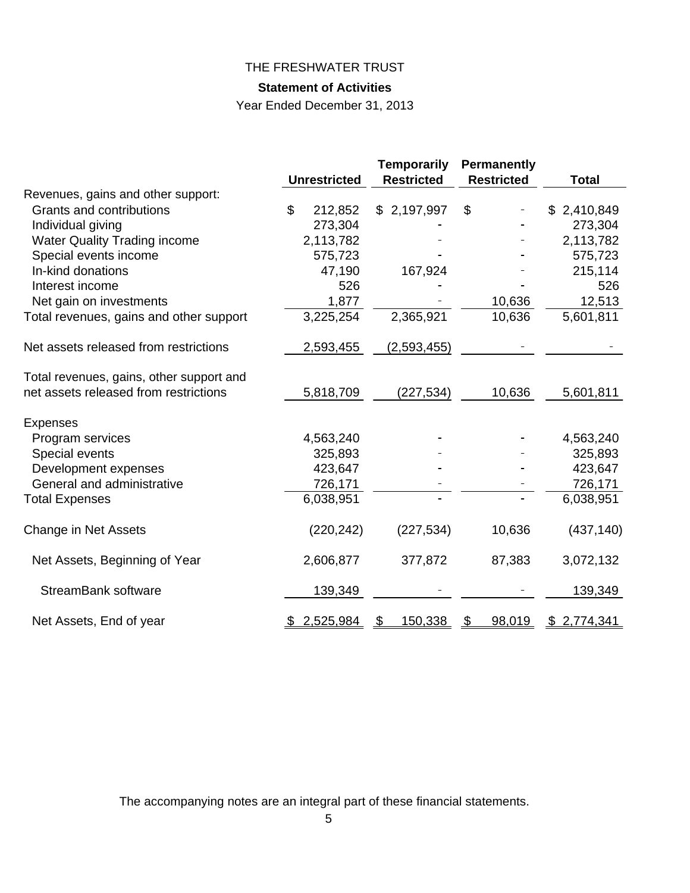# THE FRESHWATER TRUST

## Statement of Activities

Year Ended December 31, 2013

| | Unrestricted | Temporarily Restricted | Permanently Restricted | Total |
|---|---|---|---|---|
| Revenues, gains and other support: | | | | |
| Grants and contributions | $ 212,852 | $ 2,197,997 | $ - | $ 2,410,849 |
| Individual giving | 273,304 | - | - | 273,304 |
| Water Quality Trading income | 2,113,782 | - | - | 2,113,782 |
| Special events income | 575,723 | - | - | 575,723 |
| In-kind donations | 47,190 | 167,924 | - | 215,114 |
| Interest income | 526 | - | - | 526 |
| Net gain on investments | 1,877 | - | 10,636 | 12,513 |
| Total revenues, gains and other support | 3,225,254 | 2,365,921 | 10,636 | 5,601,811 |
| Net assets released from restrictions | 2,593,455 | (2,593,455) | - | - |
| Total revenues, gains, other support and net assets released from restrictions | 5,818,709 | (227,534) | 10,636 | 5,601,811 |
| Expenses | | | | |
| Program services | 4,563,240 | - | - | 4,563,240 |
| Special events | 325,893 | - | - | 325,893 |
| Development expenses | 423,647 | - | - | 423,647 |
| General and administrative | 726,171 | - | - | 726,171 |
| Total Expenses | 6,038,951 | - | - | 6,038,951 |
| Change in Net Assets | (220,242) | (227,534) | 10,636 | (437,140) |
| Net Assets, Beginning of Year | 2,606,877 | 377,872 | 87,383 | 3,072,132 |
| StreamBank software | 139,349 | - | - | 139,349 |
| Net Assets, End of year | $ 2,525,984 | $ 150,338 | $ 98,019 | $ 2,774,341 |

The accompanying notes are an integral part of these financial statements.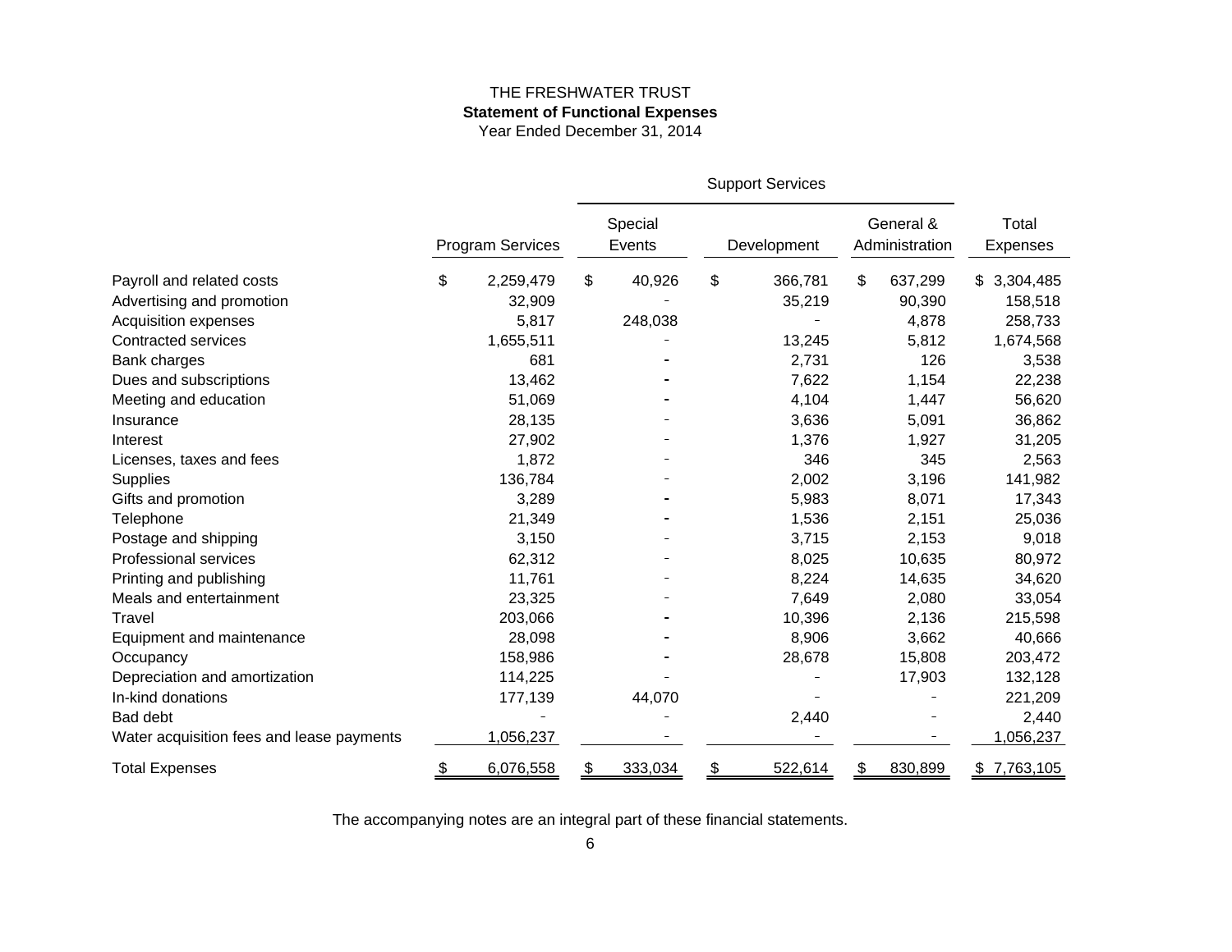# THE FRESHWATER TRUST

## Statement of Functional Expenses

Year Ended December 31, 2014

| | | Support Services | | | |
|---|---|---|---|---|---|
| | Program Services | Special Events | Development | General & Administration | Total Expenses |
| Payroll and related costs | $ 2,259,479 | $ 40,926 | $ 366,781 | $ 637,299 | $ 3,304,485 |
| Advertising and promotion | 32,909 | - | 35,219 | 90,390 | 158,518 |
| Acquisition expenses | 5,817 | 248,038 | - | 4,878 | 258,733 |
| Contracted services | 1,655,511 | - | 13,245 | 5,812 | 1,674,568 |
| Bank charges | 681 | - | 2,731 | 126 | 3,538 |
| Dues and subscriptions | 13,462 | - | 7,622 | 1,154 | 22,238 |
| Meeting and education | 51,069 | - | 4,104 | 1,447 | 56,620 |
| Insurance | 28,135 | - | 3,636 | 5,091 | 36,862 |
| Interest | 27,902 | - | 1,376 | 1,927 | 31,205 |
| Licenses, taxes and fees | 1,872 | - | 346 | 345 | 2,563 |
| Supplies | 136,784 | - | 2,002 | 3,196 | 141,982 |
| Gifts and promotion | 3,289 | - | 5,983 | 8,071 | 17,343 |
| Telephone | 21,349 | - | 1,536 | 2,151 | 25,036 |
| Postage and shipping | 3,150 | - | 3,715 | 2,153 | 9,018 |
| Professional services | 62,312 | - | 8,025 | 10,635 | 80,972 |
| Printing and publishing | 11,761 | - | 8,224 | 14,635 | 34,620 |
| Meals and entertainment | 23,325 | - | 7,649 | 2,080 | 33,054 |
| Travel | 203,066 | - | 10,396 | 2,136 | 215,598 |
| Equipment and maintenance | 28,098 | - | 8,906 | 3,662 | 40,666 |
| Occupancy | 158,986 | - | 28,678 | 15,808 | 203,472 |
| Depreciation and amortization | 114,225 | - | - | 17,903 | 132,128 |
| In-kind donations | 177,139 | 44,070 | - | - | 221,209 |
| Bad debt | - | - | 2,440 | - | 2,440 |
| Water acquisition fees and lease payments | 1,056,237 | - | - | - | 1,056,237 |
| Total Expenses | $ 6,076,558 | $ 333,034 | $ 522,614 | $ 830,899 | $ 7,763,105 |

The accompanying notes are an integral part of these financial statements.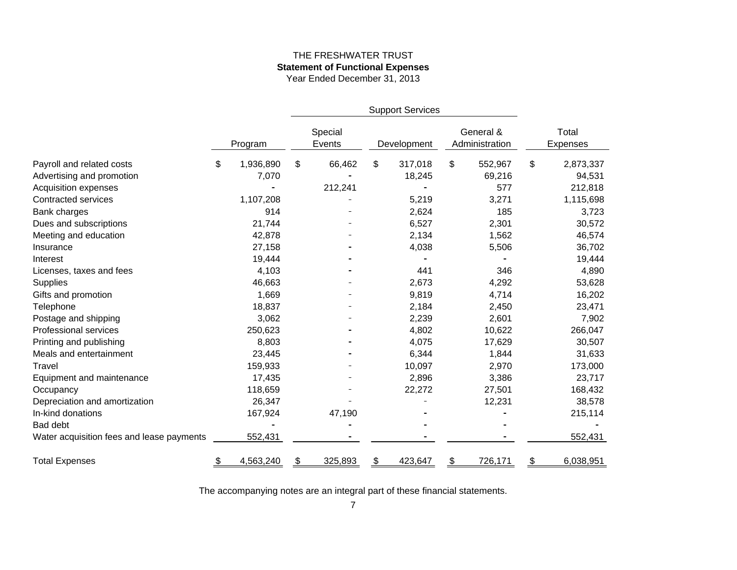THE FRESHWATER TRUST

**Statement of Functional Expenses**

Year Ended December 31, 2013

| | | Support Services | | | |
|---|---|---|---|---|---|
| | Program | Special Events | Development | General & Administration | Total Expenses |
| Payroll and related costs | $ 1,936,890 | $ 66,462 | $ 317,018 | $ 552,967 | $ 2,873,337 |
| Advertising and promotion | 7,070 | - | 18,245 | 69,216 | 94,531 |
| Acquisition expenses | - | 212,241 | - | 577 | 212,818 |
| Contracted services | 1,107,208 | - | 5,219 | 3,271 | 1,115,698 |
| Bank charges | 914 | - | 2,624 | 185 | 3,723 |
| Dues and subscriptions | 21,744 | - | 6,527 | 2,301 | 30,572 |
| Meeting and education | 42,878 | - | 2,134 | 1,562 | 46,574 |
| Insurance | 27,158 | - | 4,038 | 5,506 | 36,702 |
| Interest | 19,444 | - | - | - | 19,444 |
| Licenses, taxes and fees | 4,103 | - | 441 | 346 | 4,890 |
| Supplies | 46,663 | - | 2,673 | 4,292 | 53,628 |
| Gifts and promotion | 1,669 | - | 9,819 | 4,714 | 16,202 |
| Telephone | 18,837 | - | 2,184 | 2,450 | 23,471 |
| Postage and shipping | 3,062 | - | 2,239 | 2,601 | 7,902 |
| Professional services | 250,623 | - | 4,802 | 10,622 | 266,047 |
| Printing and publishing | 8,803 | - | 4,075 | 17,629 | 30,507 |
| Meals and entertainment | 23,445 | - | 6,344 | 1,844 | 31,633 |
| Travel | 159,933 | - | 10,097 | 2,970 | 173,000 |
| Equipment and maintenance | 17,435 | - | 2,896 | 3,386 | 23,717 |
| Occupancy | 118,659 | - | 22,272 | 27,501 | 168,432 |
| Depreciation and amortization | 26,347 | - | - | 12,231 | 38,578 |
| In-kind donations | 167,924 | 47,190 | - | - | 215,114 |
| Bad debt | - | - | - | - | - |
| Water acquisition fees and lease payments | 552,431 | - | - | - | 552,431 |
| Total Expenses | $ 4,563,240 | $ 325,893 | $ 423,647 | $ 726,171 | $ 6,038,951 |

The accompanying notes are an integral part of these financial statements.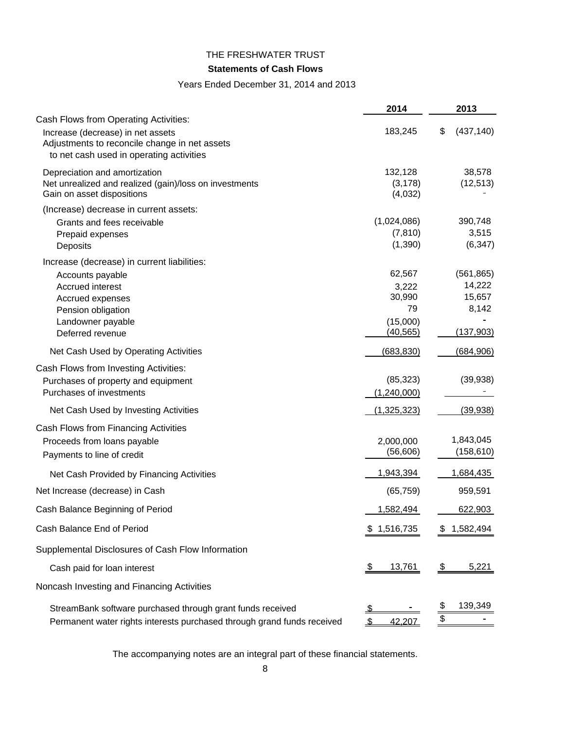# THE FRESHWATER TRUST

## Statements of Cash Flows

Years Ended December 31, 2014 and 2013

| | 2014 | 2013 |
|---|---|---|
| **Cash Flows from Operating Activities:** | | |
| Increase (decrease) in net assets | 183,245 | $ (437,140) |
| Adjustments to reconcile change in net assets to net cash used in operating activities | | |
| Depreciation and amortization | 132,128 | 38,578 |
| Net unrealized and realized (gain)/loss on investments | (3,178) | (12,513) |
| Gain on asset dispositions | (4,032) | - |
| (Increase) decrease in current assets: | | |
| Grants and fees receivable | (1,024,086) | 390,748 |
| Prepaid expenses | (7,810) | 3,515 |
| Deposits | (1,390) | (6,347) |
| Increase (decrease) in current liabilities: | | |
| Accounts payable | 62,567 | (561,865) |
| Accrued interest | 3,222 | 14,222 |
| Accrued expenses | 30,990 | 15,657 |
| Pension obligation | 79 | 8,142 |
| Landowner payable | (15,000) | - |
| Deferred revenue | (40,565) | (137,903) |
| Net Cash Used by Operating Activities | (683,830) | (684,906) |
| **Cash Flows from Investing Activities:** | | |
| Purchases of property and equipment | (85,323) | (39,938) |
| Purchases of investments | (1,240,000) | - |
| Net Cash Used by Investing Activities | (1,325,323) | (39,938) |
| **Cash Flows from Financing Activities** | | |
| Proceeds from loans payable | 2,000,000 | 1,843,045 |
| Payments to line of credit | (56,606) | (158,610) |
| Net Cash Provided by Financing Activities | 1,943,394 | 1,684,435 |
| Net Increase (decrease) in Cash | (65,759) | 959,591 |
| Cash Balance Beginning of Period | 1,582,494 | 622,903 |
| Cash Balance End of Period | $ 1,516,735 | $ 1,582,494 |
| **Supplemental Disclosures of Cash Flow Information** | | |
| Cash paid for loan interest | $ 13,761 | $ 5,221 |
| **Noncash Investing and Financing Activities** | | |
| StreamBank software purchased through grant funds received | $ - | $ 139,349 |
| Permanent water rights interests purchased through grand funds received | $ 42,207 | $ - |

The accompanying notes are an integral part of these financial statements.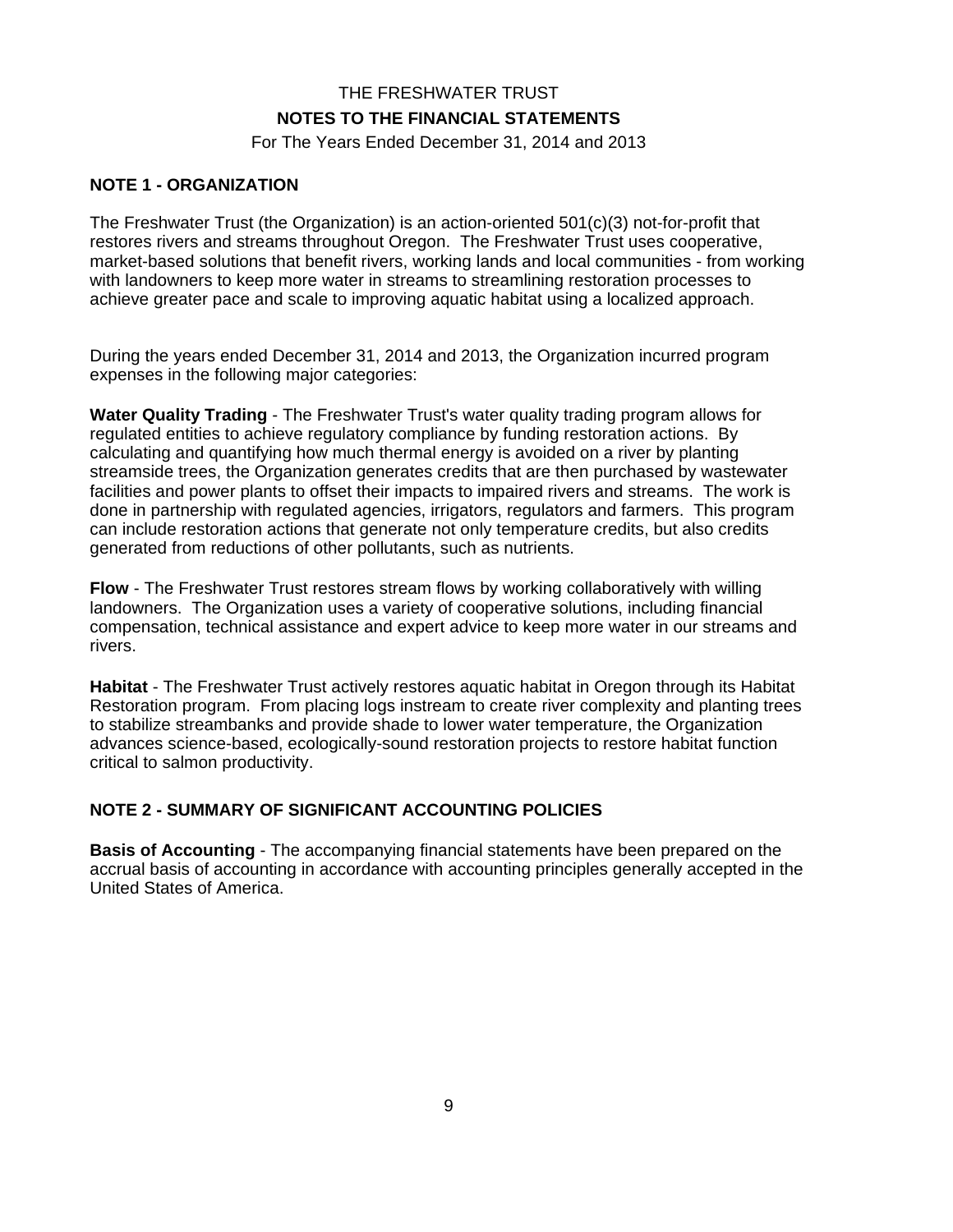THE FRESHWATER TRUST

**NOTES TO THE FINANCIAL STATEMENTS**

For The Years Ended December 31, 2014 and 2013

## NOTE 1 - ORGANIZATION

The Freshwater Trust (the Organization) is an action-oriented 501(c)(3) not-for-profit that restores rivers and streams throughout Oregon. The Freshwater Trust uses cooperative, market-based solutions that benefit rivers, working lands and local communities - from working with landowners to keep more water in streams to streamlining restoration processes to achieve greater pace and scale to improving aquatic habitat using a localized approach.

During the years ended December 31, 2014 and 2013, the Organization incurred program expenses in the following major categories:

**Water Quality Trading** - The Freshwater Trust's water quality trading program allows for regulated entities to achieve regulatory compliance by funding restoration actions. By calculating and quantifying how much thermal energy is avoided on a river by planting streamside trees, the Organization generates credits that are then purchased by wastewater facilities and power plants to offset their impacts to impaired rivers and streams. The work is done in partnership with regulated agencies, irrigators, regulators and farmers. This program can include restoration actions that generate not only temperature credits, but also credits generated from reductions of other pollutants, such as nutrients.

**Flow** - The Freshwater Trust restores stream flows by working collaboratively with willing landowners. The Organization uses a variety of cooperative solutions, including financial compensation, technical assistance and expert advice to keep more water in our streams and rivers.

**Habitat** - The Freshwater Trust actively restores aquatic habitat in Oregon through its Habitat Restoration program. From placing logs instream to create river complexity and planting trees to stabilize streambanks and provide shade to lower water temperature, the Organization advances science-based, ecologically-sound restoration projects to restore habitat function critical to salmon productivity.

## NOTE 2 - SUMMARY OF SIGNIFICANT ACCOUNTING POLICIES

**Basis of Accounting** - The accompanying financial statements have been prepared on the accrual basis of accounting in accordance with accounting principles generally accepted in the United States of America.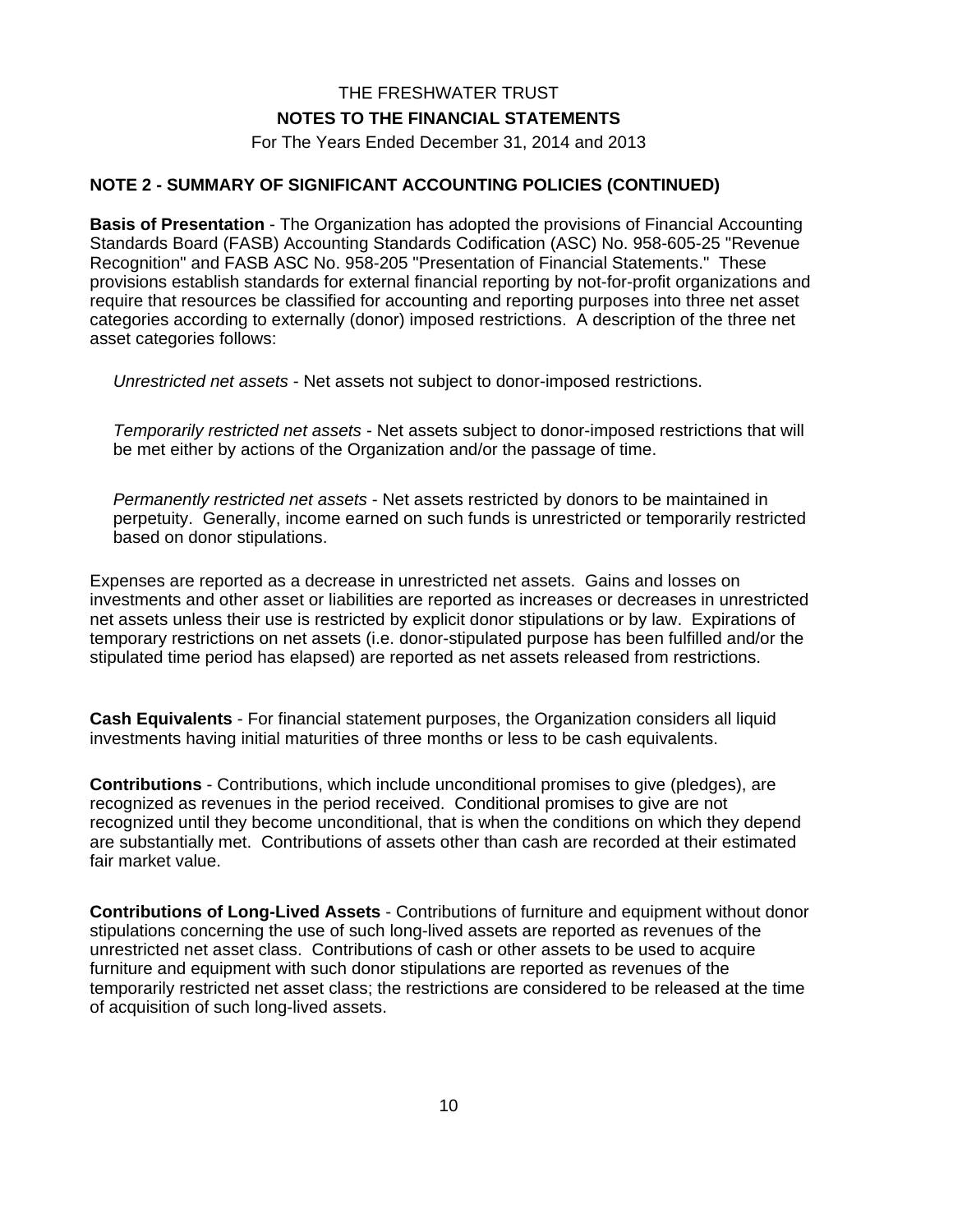THE FRESHWATER TRUST

**NOTES TO THE FINANCIAL STATEMENTS**

For The Years Ended December 31, 2014 and 2013

## NOTE 2 - SUMMARY OF SIGNIFICANT ACCOUNTING POLICIES (CONTINUED)

**Basis of Presentation** - The Organization has adopted the provisions of Financial Accounting Standards Board (FASB) Accounting Standards Codification (ASC) No. 958-605-25 "Revenue Recognition" and FASB ASC No. 958-205 "Presentation of Financial Statements." These provisions establish standards for external financial reporting by not-for-profit organizations and require that resources be classified for accounting and reporting purposes into three net asset categories according to externally (donor) imposed restrictions. A description of the three net asset categories follows:

*Unrestricted net assets* - Net assets not subject to donor-imposed restrictions.

*Temporarily restricted net assets* - Net assets subject to donor-imposed restrictions that will be met either by actions of the Organization and/or the passage of time.

*Permanently restricted net assets* - Net assets restricted by donors to be maintained in perpetuity. Generally, income earned on such funds is unrestricted or temporarily restricted based on donor stipulations.

Expenses are reported as a decrease in unrestricted net assets. Gains and losses on investments and other asset or liabilities are reported as increases or decreases in unrestricted net assets unless their use is restricted by explicit donor stipulations or by law. Expirations of temporary restrictions on net assets (i.e. donor-stipulated purpose has been fulfilled and/or the stipulated time period has elapsed) are reported as net assets released from restrictions.

**Cash Equivalents** - For financial statement purposes, the Organization considers all liquid investments having initial maturities of three months or less to be cash equivalents.

**Contributions** - Contributions, which include unconditional promises to give (pledges), are recognized as revenues in the period received. Conditional promises to give are not recognized until they become unconditional, that is when the conditions on which they depend are substantially met. Contributions of assets other than cash are recorded at their estimated fair market value.

**Contributions of Long-Lived Assets** - Contributions of furniture and equipment without donor stipulations concerning the use of such long-lived assets are reported as revenues of the unrestricted net asset class. Contributions of cash or other assets to be used to acquire furniture and equipment with such donor stipulations are reported as revenues of the temporarily restricted net asset class; the restrictions are considered to be released at the time of acquisition of such long-lived assets.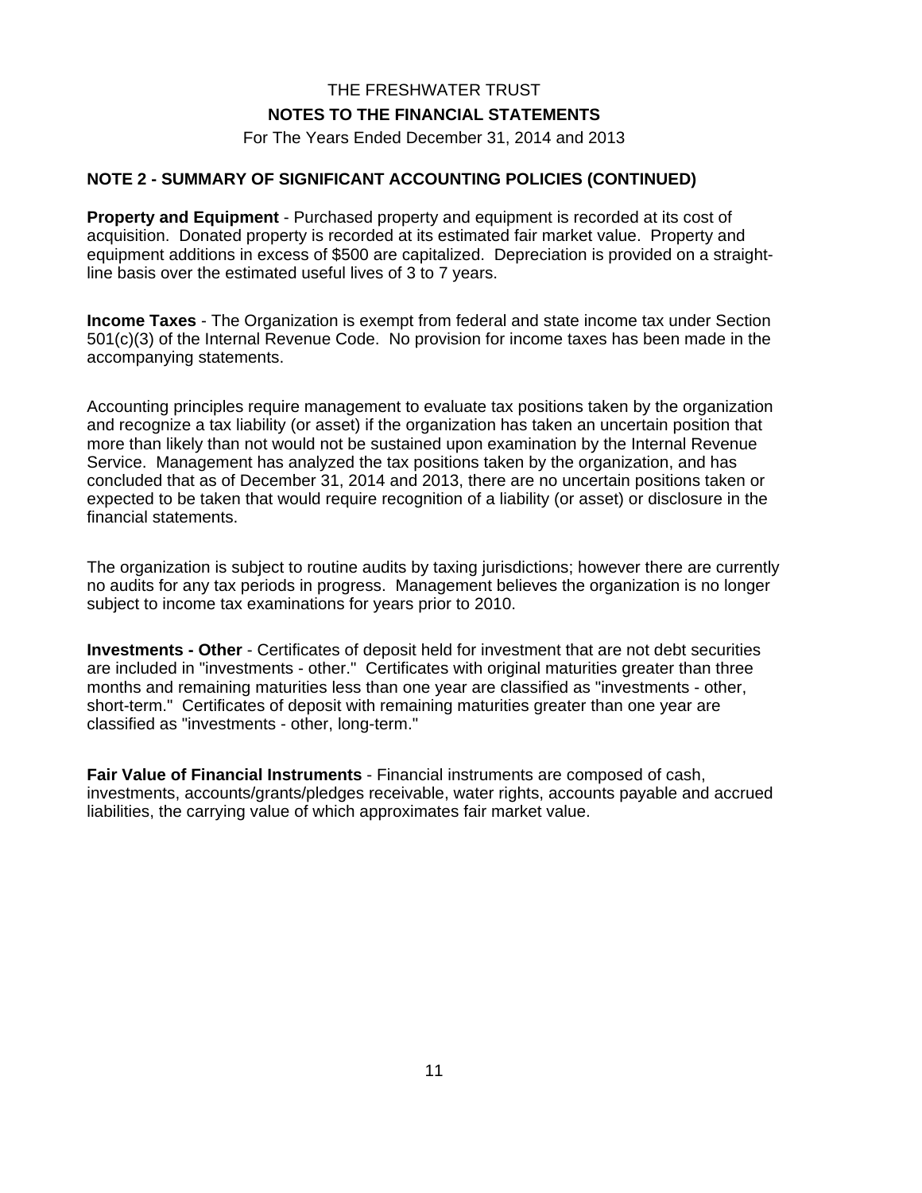THE FRESHWATER TRUST

**NOTES TO THE FINANCIAL STATEMENTS**

For The Years Ended December 31, 2014 and 2013

**NOTE 2 - SUMMARY OF SIGNIFICANT ACCOUNTING POLICIES (CONTINUED)**

**Property and Equipment** - Purchased property and equipment is recorded at its cost of acquisition. Donated property is recorded at its estimated fair market value. Property and equipment additions in excess of $500 are capitalized. Depreciation is provided on a straight-line basis over the estimated useful lives of 3 to 7 years.

**Income Taxes** - The Organization is exempt from federal and state income tax under Section 501(c)(3) of the Internal Revenue Code. No provision for income taxes has been made in the accompanying statements.

Accounting principles require management to evaluate tax positions taken by the organization and recognize a tax liability (or asset) if the organization has taken an uncertain position that more than likely than not would not be sustained upon examination by the Internal Revenue Service. Management has analyzed the tax positions taken by the organization, and has concluded that as of December 31, 2014 and 2013, there are no uncertain positions taken or expected to be taken that would require recognition of a liability (or asset) or disclosure in the financial statements.

The organization is subject to routine audits by taxing jurisdictions; however there are currently no audits for any tax periods in progress. Management believes the organization is no longer subject to income tax examinations for years prior to 2010.

**Investments - Other** - Certificates of deposit held for investment that are not debt securities are included in "investments - other." Certificates with original maturities greater than three months and remaining maturities less than one year are classified as "investments - other, short-term." Certificates of deposit with remaining maturities greater than one year are classified as "investments - other, long-term."

**Fair Value of Financial Instruments** - Financial instruments are composed of cash, investments, accounts/grants/pledges receivable, water rights, accounts payable and accrued liabilities, the carrying value of which approximates fair market value.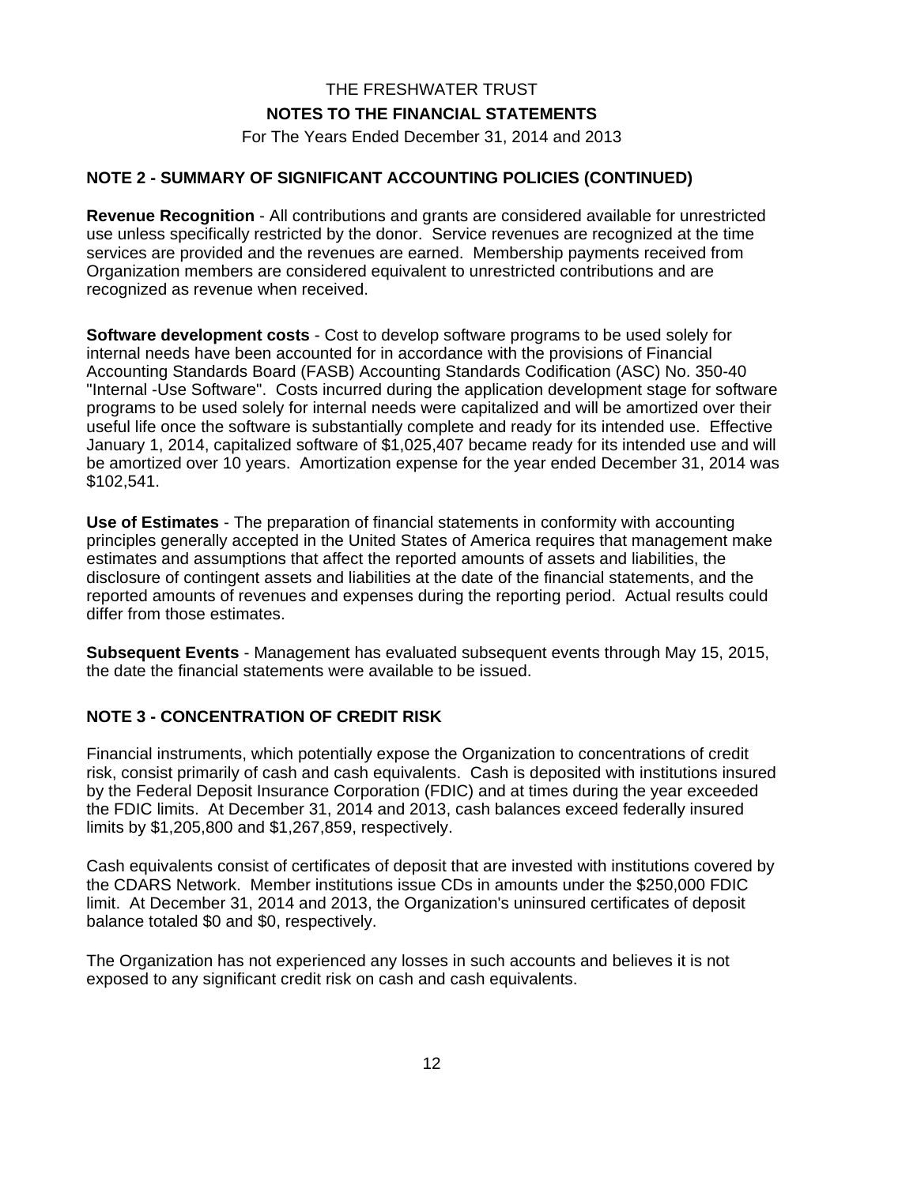THE FRESHWATER TRUST

**NOTES TO THE FINANCIAL STATEMENTS**

For The Years Ended December 31, 2014 and 2013

## NOTE 2 - SUMMARY OF SIGNIFICANT ACCOUNTING POLICIES (CONTINUED)

**Revenue Recognition** - All contributions and grants are considered available for unrestricted use unless specifically restricted by the donor. Service revenues are recognized at the time services are provided and the revenues are earned. Membership payments received from Organization members are considered equivalent to unrestricted contributions and are recognized as revenue when received.

**Software development costs** - Cost to develop software programs to be used solely for internal needs have been accounted for in accordance with the provisions of Financial Accounting Standards Board (FASB) Accounting Standards Codification (ASC) No. 350-40 "Internal -Use Software". Costs incurred during the application development stage for software programs to be used solely for internal needs were capitalized and will be amortized over their useful life once the software is substantially complete and ready for its intended use. Effective January 1, 2014, capitalized software of $1,025,407 became ready for its intended use and will be amortized over 10 years. Amortization expense for the year ended December 31, 2014 was $102,541.

**Use of Estimates** - The preparation of financial statements in conformity with accounting principles generally accepted in the United States of America requires that management make estimates and assumptions that affect the reported amounts of assets and liabilities, the disclosure of contingent assets and liabilities at the date of the financial statements, and the reported amounts of revenues and expenses during the reporting period. Actual results could differ from those estimates.

**Subsequent Events** - Management has evaluated subsequent events through May 15, 2015, the date the financial statements were available to be issued.

## NOTE 3 - CONCENTRATION OF CREDIT RISK

Financial instruments, which potentially expose the Organization to concentrations of credit risk, consist primarily of cash and cash equivalents. Cash is deposited with institutions insured by the Federal Deposit Insurance Corporation (FDIC) and at times during the year exceeded the FDIC limits. At December 31, 2014 and 2013, cash balances exceed federally insured limits by $1,205,800 and $1,267,859, respectively.

Cash equivalents consist of certificates of deposit that are invested with institutions covered by the CDARS Network. Member institutions issue CDs in amounts under the $250,000 FDIC limit. At December 31, 2014 and 2013, the Organization's uninsured certificates of deposit balance totaled $0 and $0, respectively.

The Organization has not experienced any losses in such accounts and believes it is not exposed to any significant credit risk on cash and cash equivalents.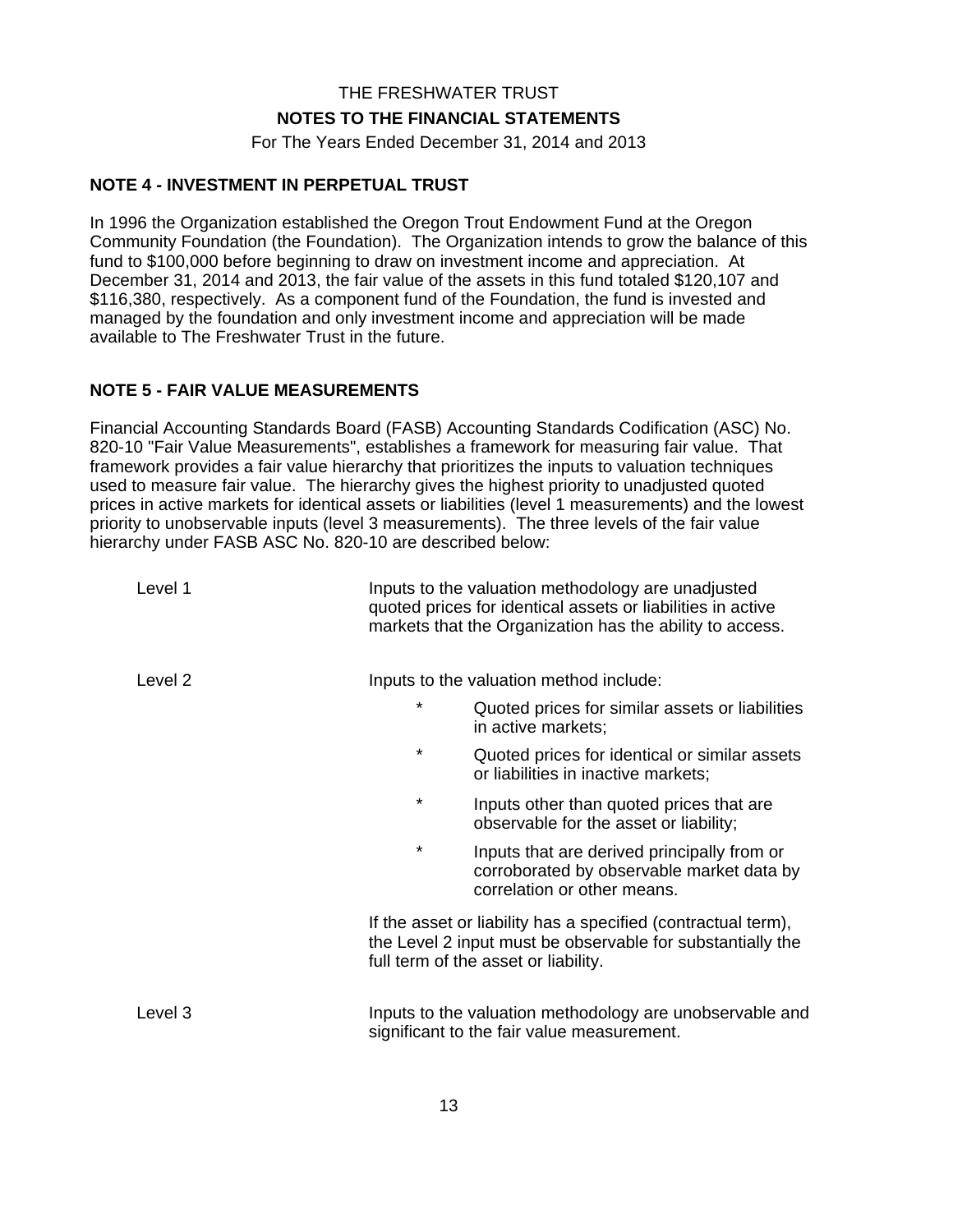THE FRESHWATER TRUST

**NOTES TO THE FINANCIAL STATEMENTS**

For The Years Ended December 31, 2014 and 2013

**NOTE 4 - INVESTMENT IN PERPETUAL TRUST**

In 1996 the Organization established the Oregon Trout Endowment Fund at the Oregon Community Foundation (the Foundation). The Organization intends to grow the balance of this fund to $100,000 before beginning to draw on investment income and appreciation. At December 31, 2014 and 2013, the fair value of the assets in this fund totaled $120,107 and $116,380, respectively. As a component fund of the Foundation, the fund is invested and managed by the foundation and only investment income and appreciation will be made available to The Freshwater Trust in the future.

**NOTE 5 - FAIR VALUE MEASUREMENTS**

Financial Accounting Standards Board (FASB) Accounting Standards Codification (ASC) No. 820-10 "Fair Value Measurements", establishes a framework for measuring fair value. That framework provides a fair value hierarchy that prioritizes the inputs to valuation techniques used to measure fair value. The hierarchy gives the highest priority to unadjusted quoted prices in active markets for identical assets or liabilities (level 1 measurements) and the lowest priority to unobservable inputs (level 3 measurements). The three levels of the fair value hierarchy under FASB ASC No. 820-10 are described below:

Level 1 — Inputs to the valuation methodology are unadjusted quoted prices for identical assets or liabilities in active markets that the Organization has the ability to access.

Level 2 — Inputs to the valuation method include:

- Quoted prices for similar assets or liabilities in active markets;
- Quoted prices for identical or similar assets or liabilities in inactive markets;
- Inputs other than quoted prices that are observable for the asset or liability;
- Inputs that are derived principally from or corroborated by observable market data by correlation or other means.

If the asset or liability has a specified (contractual term), the Level 2 input must be observable for substantially the full term of the asset or liability.

Level 3 — Inputs to the valuation methodology are unobservable and significant to the fair value measurement.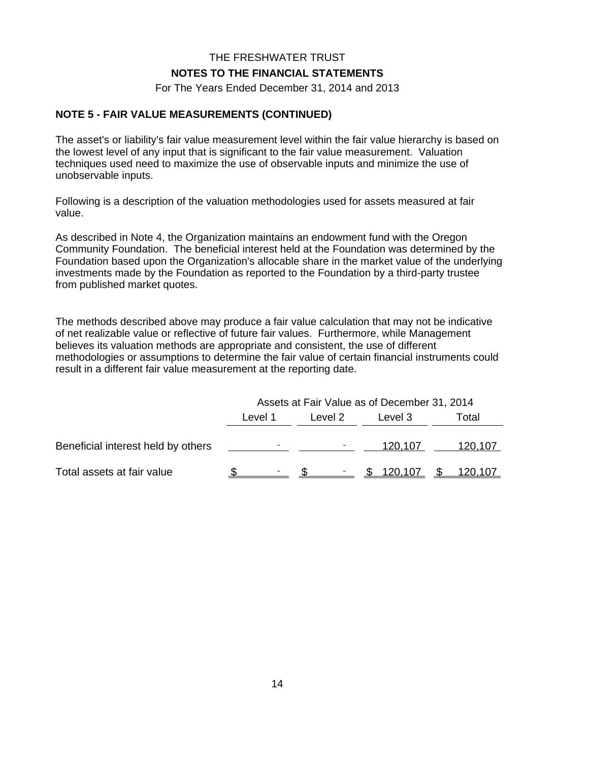THE FRESHWATER TRUST

**NOTES TO THE FINANCIAL STATEMENTS**

For The Years Ended December 31, 2014 and 2013

## NOTE 5 - FAIR VALUE MEASUREMENTS (CONTINUED)

The asset's or liability's fair value measurement level within the fair value hierarchy is based on the lowest level of any input that is significant to the fair value measurement. Valuation techniques used need to maximize the use of observable inputs and minimize the use of unobservable inputs.

Following is a description of the valuation methodologies used for assets measured at fair value.

As described in Note 4, the Organization maintains an endowment fund with the Oregon Community Foundation. The beneficial interest held at the Foundation was determined by the Foundation based upon the Organization's allocable share in the market value of the underlying investments made by the Foundation as reported to the Foundation by a third-party trustee from published market quotes.

The methods described above may produce a fair value calculation that may not be indicative of net realizable value or reflective of future fair values. Furthermore, while Management believes its valuation methods are appropriate and consistent, the use of different methodologies or assumptions to determine the fair value of certain financial instruments could result in a different fair value measurement at the reporting date.

| | Assets at Fair Value as of December 31, 2014 | | | |
|---|---|---|---|---|
| | Level 1 | Level 2 | Level 3 | Total |
| Beneficial interest held by others | - | - | 120,107 | 120,107 |
| Total assets at fair value | $ - | $ - | $ 120,107 | $ 120,107 |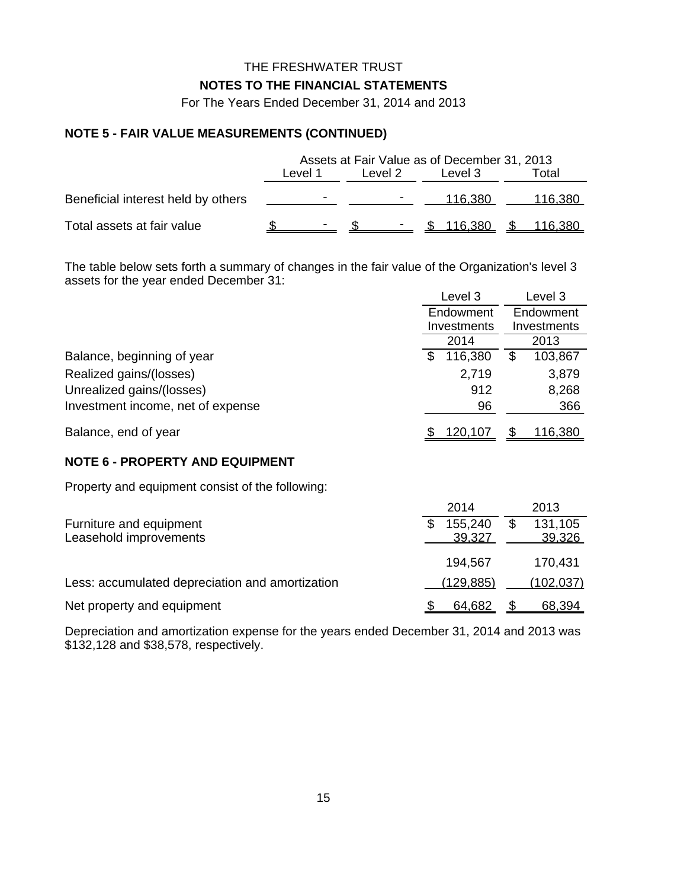THE FRESHWATER TRUST

**NOTES TO THE FINANCIAL STATEMENTS**

For The Years Ended December 31, 2014 and 2013

## NOTE 5 - FAIR VALUE MEASUREMENTS (CONTINUED)

| | Assets at Fair Value as of December 31, 2013 | | | |
|---|---|---|---|---|
| | Level 1 | Level 2 | Level 3 | Total |
| Beneficial interest held by others | - | - | 116,380 | 116,380 |
| Total assets at fair value | $ - | $ - | $ 116,380 | $ 116,380 |

The table below sets forth a summary of changes in the fair value of the Organization's level 3 assets for the year ended December 31:

| | Level 3 Endowment Investments 2014 | Level 3 Endowment Investments 2013 |
|---|---|---|
| Balance, beginning of year | $ 116,380 | $ 103,867 |
| Realized gains/(losses) | 2,719 | 3,879 |
| Unrealized gains/(losses) | 912 | 8,268 |
| Investment income, net of expense | 96 | 366 |
| Balance, end of year | $ 120,107 | $ 116,380 |

## NOTE 6 - PROPERTY AND EQUIPMENT

Property and equipment consist of the following:

| | 2014 | 2013 |
|---|---|---|
| Furniture and equipment | $ 155,240 | $ 131,105 |
| Leasehold improvements | 39,327 | 39,326 |
| | 194,567 | 170,431 |
| Less: accumulated depreciation and amortization | (129,885) | (102,037) |
| Net property and equipment | $ 64,682 | $ 68,394 |

Depreciation and amortization expense for the years ended December 31, 2014 and 2013 was $132,128 and $38,578, respectively.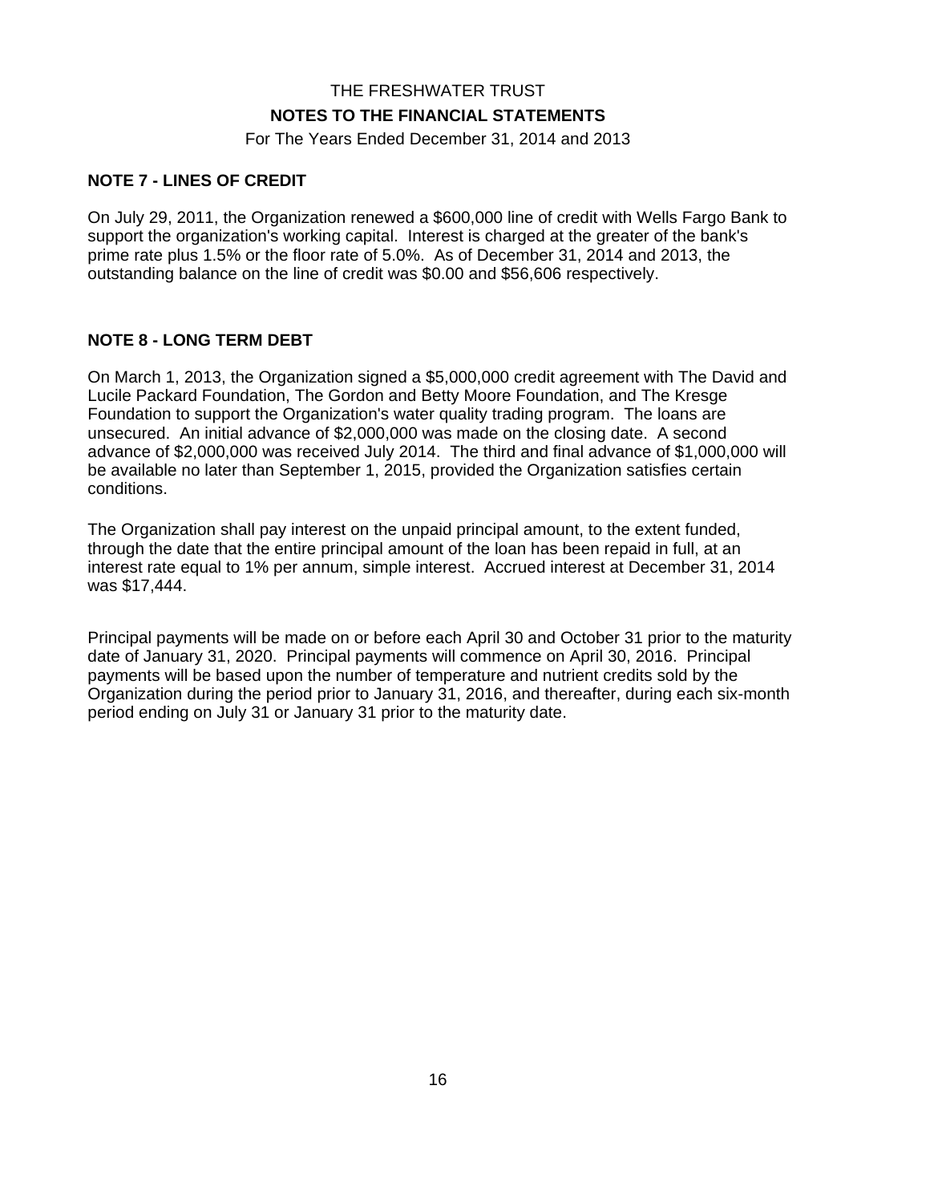THE FRESHWATER TRUST

**NOTES TO THE FINANCIAL STATEMENTS**

For The Years Ended December 31, 2014 and 2013

## NOTE 7 - LINES OF CREDIT

On July 29, 2011, the Organization renewed a $600,000 line of credit with Wells Fargo Bank to support the organization's working capital. Interest is charged at the greater of the bank's prime rate plus 1.5% or the floor rate of 5.0%. As of December 31, 2014 and 2013, the outstanding balance on the line of credit was $0.00 and $56,606 respectively.

## NOTE 8 - LONG TERM DEBT

On March 1, 2013, the Organization signed a $5,000,000 credit agreement with The David and Lucile Packard Foundation, The Gordon and Betty Moore Foundation, and The Kresge Foundation to support the Organization's water quality trading program. The loans are unsecured. An initial advance of $2,000,000 was made on the closing date. A second advance of $2,000,000 was received July 2014. The third and final advance of $1,000,000 will be available no later than September 1, 2015, provided the Organization satisfies certain conditions.

The Organization shall pay interest on the unpaid principal amount, to the extent funded, through the date that the entire principal amount of the loan has been repaid in full, at an interest rate equal to 1% per annum, simple interest. Accrued interest at December 31, 2014 was $17,444.

Principal payments will be made on or before each April 30 and October 31 prior to the maturity date of January 31, 2020. Principal payments will commence on April 30, 2016. Principal payments will be based upon the number of temperature and nutrient credits sold by the Organization during the period prior to January 31, 2016, and thereafter, during each six-month period ending on July 31 or January 31 prior to the maturity date.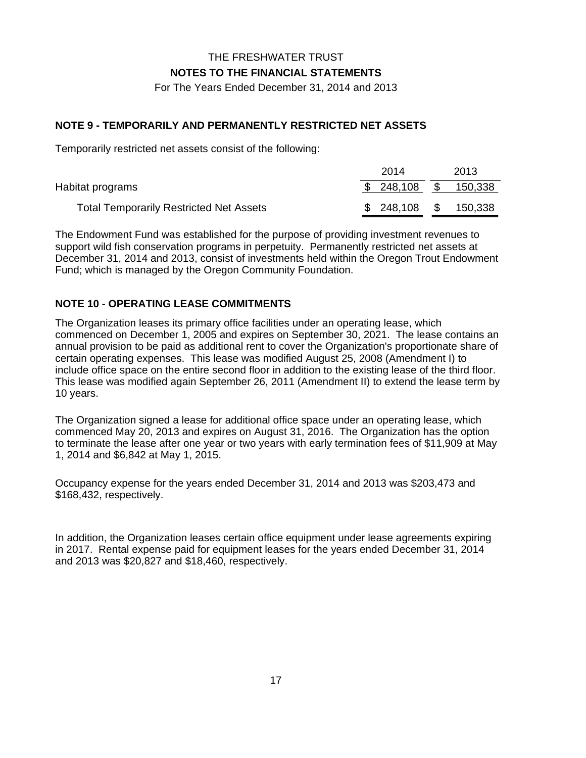THE FRESHWATER TRUST

**NOTES TO THE FINANCIAL STATEMENTS**

For The Years Ended December 31, 2014 and 2013

## NOTE 9 - TEMPORARILY AND PERMANENTLY RESTRICTED NET ASSETS

Temporarily restricted net assets consist of the following:

| | 2014 | 2013 |
|---|---|---|
| Habitat programs | $ 248,108 | $ 150,338 |
| Total Temporarily Restricted Net Assets | $ 248,108 | $ 150,338 |

The Endowment Fund was established for the purpose of providing investment revenues to support wild fish conservation programs in perpetuity. Permanently restricted net assets at December 31, 2014 and 2013, consist of investments held within the Oregon Trout Endowment Fund; which is managed by the Oregon Community Foundation.

## NOTE 10 - OPERATING LEASE COMMITMENTS

The Organization leases its primary office facilities under an operating lease, which commenced on December 1, 2005 and expires on September 30, 2021. The lease contains an annual provision to be paid as additional rent to cover the Organization's proportionate share of certain operating expenses. This lease was modified August 25, 2008 (Amendment I) to include office space on the entire second floor in addition to the existing lease of the third floor. This lease was modified again September 26, 2011 (Amendment II) to extend the lease term by 10 years.

The Organization signed a lease for additional office space under an operating lease, which commenced May 20, 2013 and expires on August 31, 2016. The Organization has the option to terminate the lease after one year or two years with early termination fees of $11,909 at May 1, 2014 and $6,842 at May 1, 2015.

Occupancy expense for the years ended December 31, 2014 and 2013 was $203,473 and $168,432, respectively.

In addition, the Organization leases certain office equipment under lease agreements expiring in 2017. Rental expense paid for equipment leases for the years ended December 31, 2014 and 2013 was $20,827 and $18,460, respectively.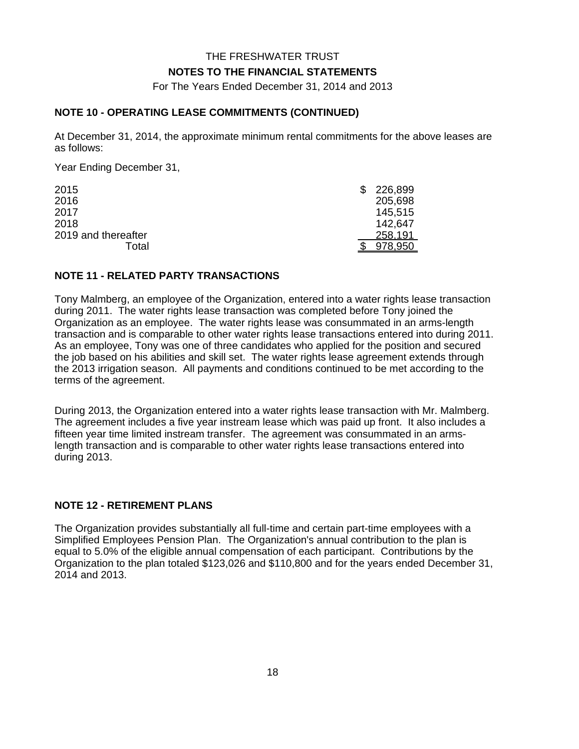THE FRESHWATER TRUST

**NOTES TO THE FINANCIAL STATEMENTS**

For The Years Ended December 31, 2014 and 2013

## NOTE 10 - OPERATING LEASE COMMITMENTS (CONTINUED)

At December 31, 2014, the approximate minimum rental commitments for the above leases are as follows:

Year Ending December 31,

| | |
|---|---|
| 2015 | $ 226,899 |
| 2016 | 205,698 |
| 2017 | 145,515 |
| 2018 | 142,647 |
| 2019 and thereafter | 258,191 |
| Total | $ 978,950 |

## NOTE 11 - RELATED PARTY TRANSACTIONS

Tony Malmberg, an employee of the Organization, entered into a water rights lease transaction during 2011. The water rights lease transaction was completed before Tony joined the Organization as an employee. The water rights lease was consummated in an arms-length transaction and is comparable to other water rights lease transactions entered into during 2011. As an employee, Tony was one of three candidates who applied for the position and secured the job based on his abilities and skill set. The water rights lease agreement extends through the 2013 irrigation season. All payments and conditions continued to be met according to the terms of the agreement.

During 2013, the Organization entered into a water rights lease transaction with Mr. Malmberg. The agreement includes a five year instream lease which was paid up front. It also includes a fifteen year time limited instream transfer. The agreement was consummated in an arms-length transaction and is comparable to other water rights lease transactions entered into during 2013.

## NOTE 12 - RETIREMENT PLANS

The Organization provides substantially all full-time and certain part-time employees with a Simplified Employees Pension Plan. The Organization's annual contribution to the plan is equal to 5.0% of the eligible annual compensation of each participant. Contributions by the Organization to the plan totaled $123,026 and $110,800 and for the years ended December 31, 2014 and 2013.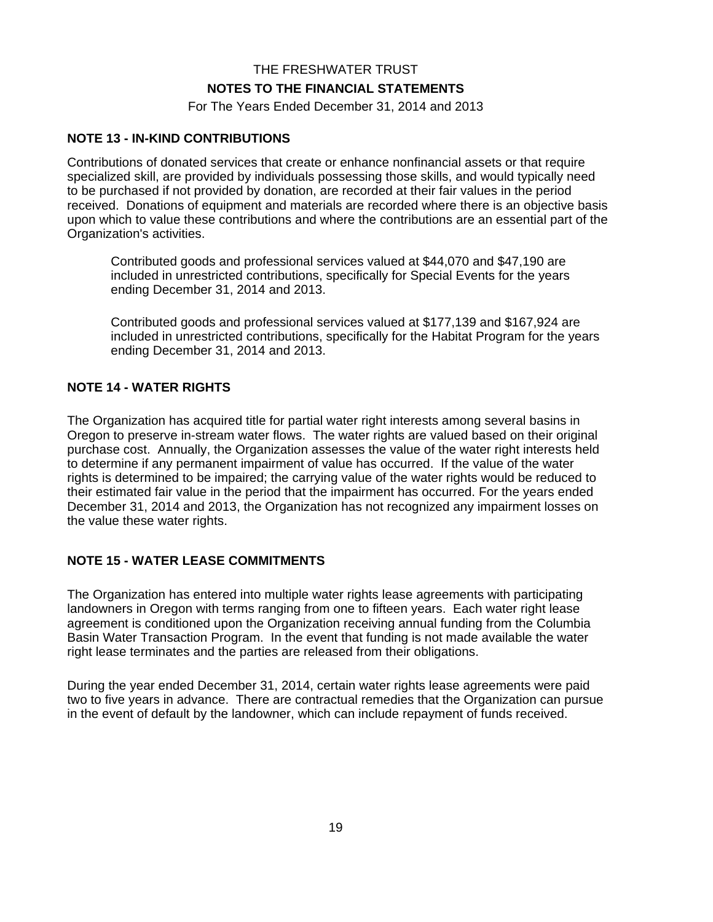THE FRESHWATER TRUST

**NOTES TO THE FINANCIAL STATEMENTS**

For The Years Ended December 31, 2014 and 2013

## NOTE 13 - IN-KIND CONTRIBUTIONS

Contributions of donated services that create or enhance nonfinancial assets or that require specialized skill, are provided by individuals possessing those skills, and would typically need to be purchased if not provided by donation, are recorded at their fair values in the period received. Donations of equipment and materials are recorded where there is an objective basis upon which to value these contributions and where the contributions are an essential part of the Organization's activities.

Contributed goods and professional services valued at $44,070 and $47,190 are included in unrestricted contributions, specifically for Special Events for the years ending December 31, 2014 and 2013.

Contributed goods and professional services valued at $177,139 and $167,924 are included in unrestricted contributions, specifically for the Habitat Program for the years ending December 31, 2014 and 2013.

## NOTE 14 - WATER RIGHTS

The Organization has acquired title for partial water right interests among several basins in Oregon to preserve in-stream water flows. The water rights are valued based on their original purchase cost. Annually, the Organization assesses the value of the water right interests held to determine if any permanent impairment of value has occurred. If the value of the water rights is determined to be impaired; the carrying value of the water rights would be reduced to their estimated fair value in the period that the impairment has occurred. For the years ended December 31, 2014 and 2013, the Organization has not recognized any impairment losses on the value these water rights.

## NOTE 15 - WATER LEASE COMMITMENTS

The Organization has entered into multiple water rights lease agreements with participating landowners in Oregon with terms ranging from one to fifteen years. Each water right lease agreement is conditioned upon the Organization receiving annual funding from the Columbia Basin Water Transaction Program. In the event that funding is not made available the water right lease terminates and the parties are released from their obligations.

During the year ended December 31, 2014, certain water rights lease agreements were paid two to five years in advance. There are contractual remedies that the Organization can pursue in the event of default by the landowner, which can include repayment of funds received.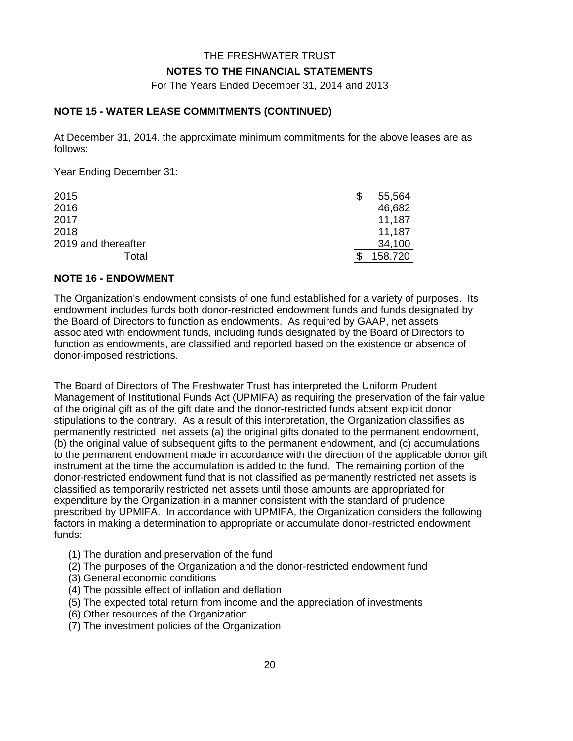THE FRESHWATER TRUST

**NOTES TO THE FINANCIAL STATEMENTS**

For The Years Ended December 31, 2014 and 2013

### NOTE 15 - WATER LEASE COMMITMENTS (CONTINUED)

At December 31, 2014. the approximate minimum commitments for the above leases are as follows:

Year Ending December 31:

| | |
|---|---|
| 2015 | $ 55,564 |
| 2016 | 46,682 |
| 2017 | 11,187 |
| 2018 | 11,187 |
| 2019 and thereafter | 34,100 |
| Total | $ 158,720 |

### NOTE 16 - ENDOWMENT

The Organization's endowment consists of one fund established for a variety of purposes. Its endowment includes funds both donor-restricted endowment funds and funds designated by the Board of Directors to function as endowments. As required by GAAP, net assets associated with endowment funds, including funds designated by the Board of Directors to function as endowments, are classified and reported based on the existence or absence of donor-imposed restrictions.

The Board of Directors of The Freshwater Trust has interpreted the Uniform Prudent Management of Institutional Funds Act (UPMIFA) as requiring the preservation of the fair value of the original gift as of the gift date and the donor-restricted funds absent explicit donor stipulations to the contrary. As a result of this interpretation, the Organization classifies as permanently restricted net assets (a) the original gifts donated to the permanent endowment, (b) the original value of subsequent gifts to the permanent endowment, and (c) accumulations to the permanent endowment made in accordance with the direction of the applicable donor gift instrument at the time the accumulation is added to the fund. The remaining portion of the donor-restricted endowment fund that is not classified as permanently restricted net assets is classified as temporarily restricted net assets until those amounts are appropriated for expenditure by the Organization in a manner consistent with the standard of prudence prescribed by UPMIFA. In accordance with UPMIFA, the Organization considers the following factors in making a determination to appropriate or accumulate donor-restricted endowment funds:

(1) The duration and preservation of the fund
(2) The purposes of the Organization and the donor-restricted endowment fund
(3) General economic conditions
(4) The possible effect of inflation and deflation
(5) The expected total return from income and the appreciation of investments
(6) Other resources of the Organization
(7) The investment policies of the Organization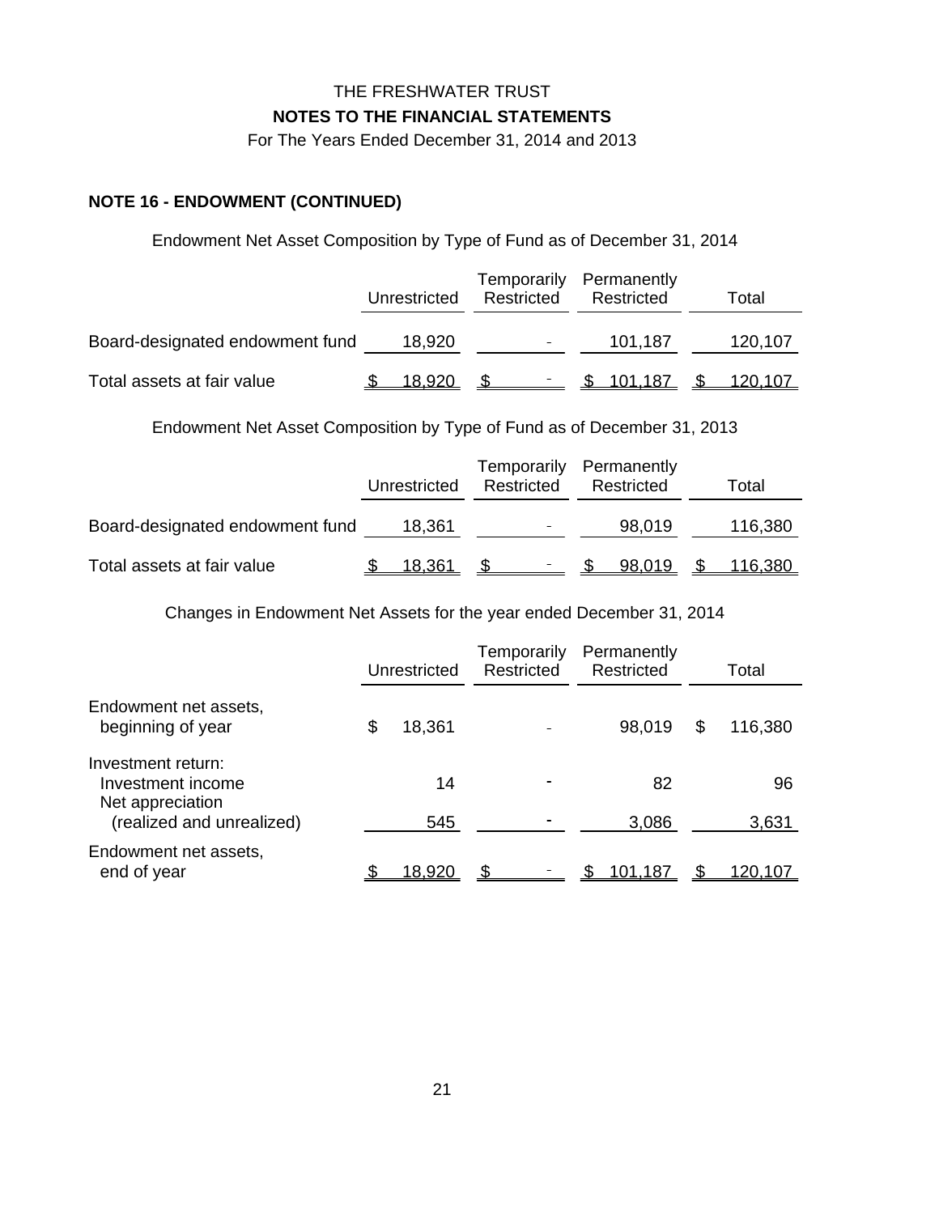THE FRESHWATER TRUST

**NOTES TO THE FINANCIAL STATEMENTS**

For The Years Ended December 31, 2014 and 2013

## NOTE 16 - ENDOWMENT (CONTINUED)

Endowment Net Asset Composition by Type of Fund as of December 31, 2014

| | Unrestricted | Temporarily Restricted | Permanently Restricted | Total |
|---|---|---|---|---|
| Board-designated endowment fund | 18,920 | - | 101,187 | 120,107 |
| Total assets at fair value | $ 18,920 | $ - | $ 101,187 | $ 120,107 |

Endowment Net Asset Composition by Type of Fund as of December 31, 2013

| | Unrestricted | Temporarily Restricted | Permanently Restricted | Total |
|---|---|---|---|---|
| Board-designated endowment fund | 18,361 | - | 98,019 | 116,380 |
| Total assets at fair value | $ 18,361 | $ - | $ 98,019 | $ 116,380 |

Changes in Endowment Net Assets for the year ended December 31, 2014

| | Unrestricted | Temporarily Restricted | Permanently Restricted | Total |
|---|---|---|---|---|
| Endowment net assets, beginning of year | $ 18,361 | - | 98,019 | $ 116,380 |
| Investment return: | | | | |
| Investment income | 14 | - | 82 | 96 |
| Net appreciation (realized and unrealized) | 545 | - | 3,086 | 3,631 |
| Endowment net assets, end of year | $ 18,920 | $ - | $ 101,187 | $ 120,107 |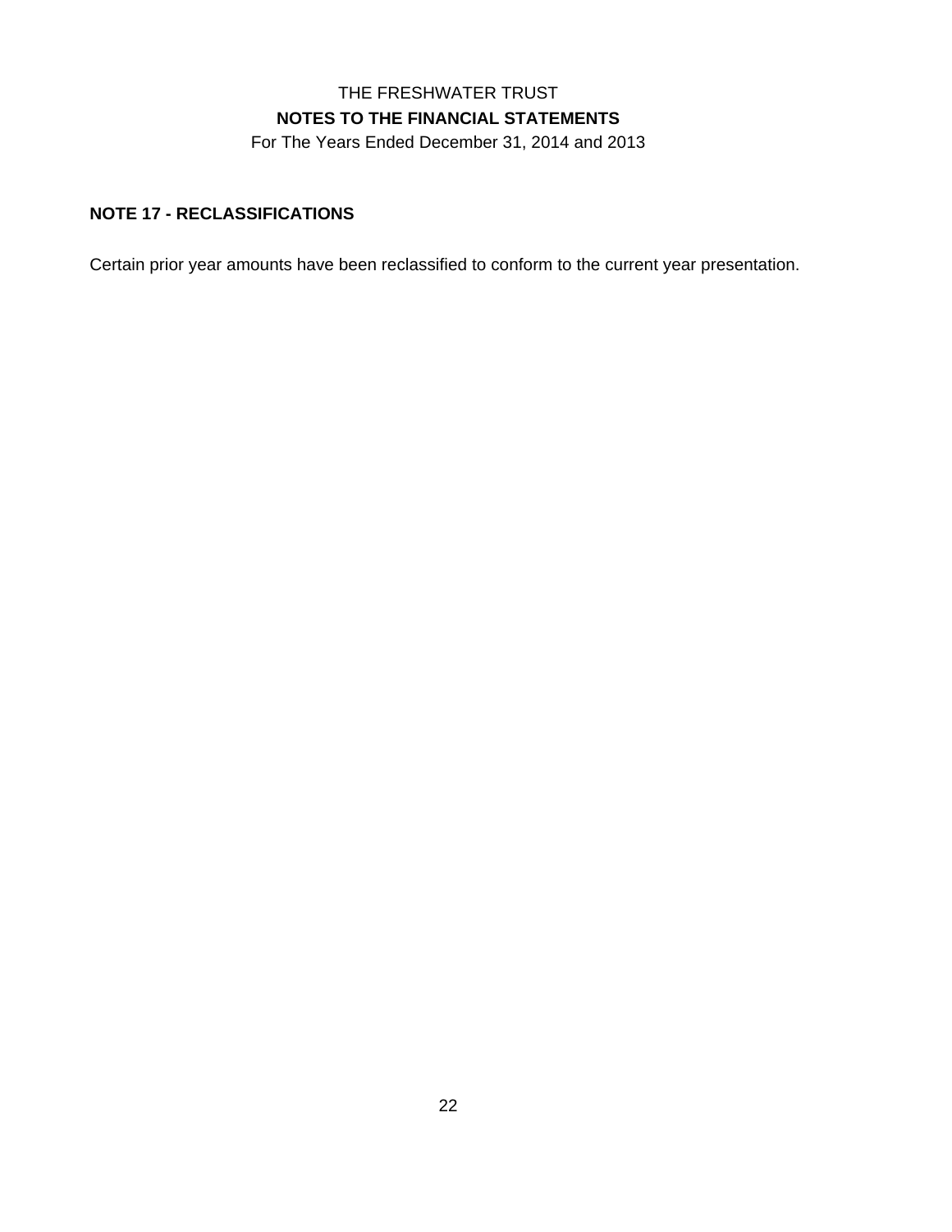## NOTE 17 - RECLASSIFICATIONS

Certain prior year amounts have been reclassified to conform to the current year presentation.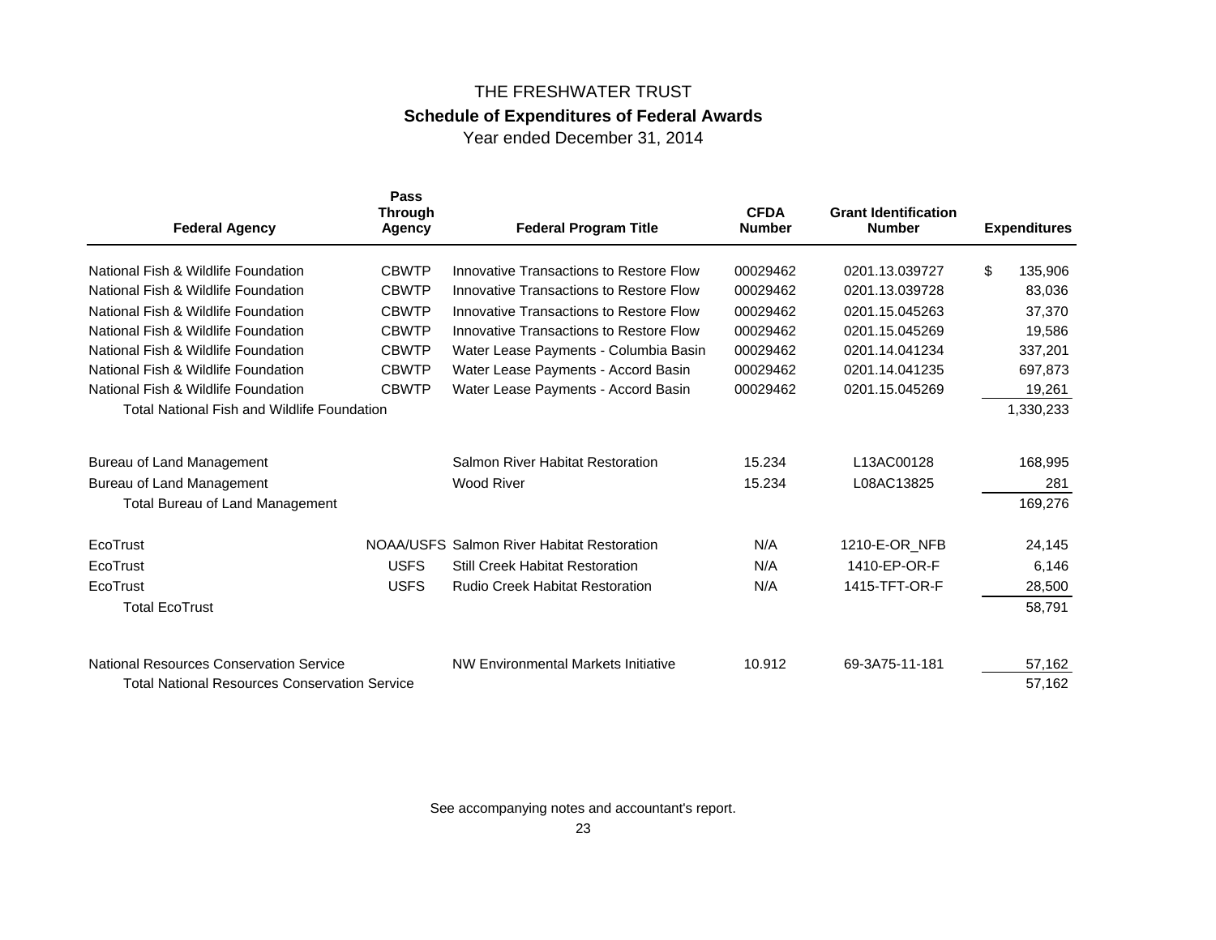# THE FRESHWATER TRUST

## Schedule of Expenditures of Federal Awards

Year ended December 31, 2014

| Federal Agency | Pass Through Agency | Federal Program Title | CFDA Number | Grant Identification Number | Expenditures |
|---|---|---|---|---|---|
| National Fish & Wildlife Foundation | CBWTP | Innovative Transactions to Restore Flow | 00029462 | 0201.13.039727 | $ 135,906 |
| National Fish & Wildlife Foundation | CBWTP | Innovative Transactions to Restore Flow | 00029462 | 0201.13.039728 | 83,036 |
| National Fish & Wildlife Foundation | CBWTP | Innovative Transactions to Restore Flow | 00029462 | 0201.15.045263 | 37,370 |
| National Fish & Wildlife Foundation | CBWTP | Innovative Transactions to Restore Flow | 00029462 | 0201.15.045269 | 19,586 |
| National Fish & Wildlife Foundation | CBWTP | Water Lease Payments - Columbia Basin | 00029462 | 0201.14.041234 | 337,201 |
| National Fish & Wildlife Foundation | CBWTP | Water Lease Payments - Accord Basin | 00029462 | 0201.14.041235 | 697,873 |
| National Fish & Wildlife Foundation | CBWTP | Water Lease Payments - Accord Basin | 00029462 | 0201.15.045269 | 19,261 |
| Total National Fish and Wildlife Foundation | | | | | 1,330,233 |
| Bureau of Land Management | | Salmon River Habitat Restoration | 15.234 | L13AC00128 | 168,995 |
| Bureau of Land Management | | Wood River | 15.234 | L08AC13825 | 281 |
| Total Bureau of Land Management | | | | | 169,276 |
| EcoTrust | NOAA/USFS | Salmon River Habitat Restoration | N/A | 1210-E-OR_NFB | 24,145 |
| EcoTrust | USFS | Still Creek Habitat Restoration | N/A | 1410-EP-OR-F | 6,146 |
| EcoTrust | USFS | Rudio Creek Habitat Restoration | N/A | 1415-TFT-OR-F | 28,500 |
| Total EcoTrust | | | | | 58,791 |
| National Resources Conservation Service | | NW Environmental Markets Initiative | 10.912 | 69-3A75-11-181 | 57,162 |
| Total National Resources Conservation Service | | | | | 57,162 |

See accompanying notes and accountant's report.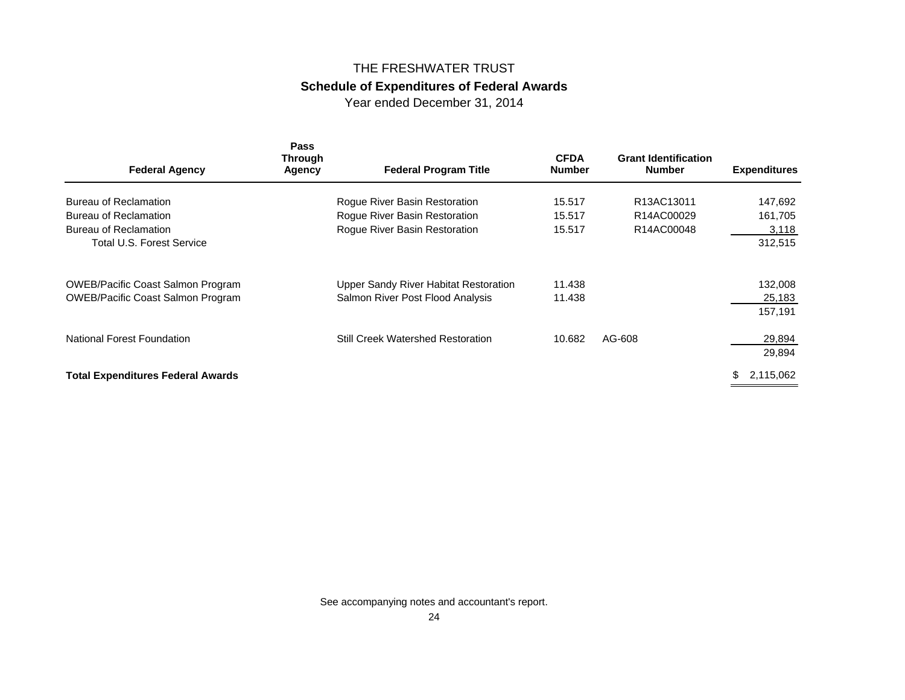# THE FRESHWATER TRUST

## Schedule of Expenditures of Federal Awards

Year ended December 31, 2014

| Federal Agency | Pass Through Agency | Federal Program Title | CFDA Number | Grant Identification Number | Expenditures |
|---|---|---|---|---|---|
| Bureau of Reclamation | | Rogue River Basin Restoration | 15.517 | R13AC13011 | 147,692 |
| Bureau of Reclamation | | Rogue River Basin Restoration | 15.517 | R14AC00029 | 161,705 |
| Bureau of Reclamation | | Rogue River Basin Restoration | 15.517 | R14AC00048 | 3,118 |
| Total U.S. Forest Service | | | | | 312,515 |
| OWEB/Pacific Coast Salmon Program | | Upper Sandy River Habitat Restoration | 11.438 | | 132,008 |
| OWEB/Pacific Coast Salmon Program | | Salmon River Post Flood Analysis | 11.438 | | 25,183 |
| | | | | | 157,191 |
| National Forest Foundation | | Still Creek Watershed Restoration | 10.682 | AG-608 | 29,894 |
| | | | | | 29,894 |
| **Total Expenditures Federal Awards** | | | | | $ 2,115,062 |

See accompanying notes and accountant's report.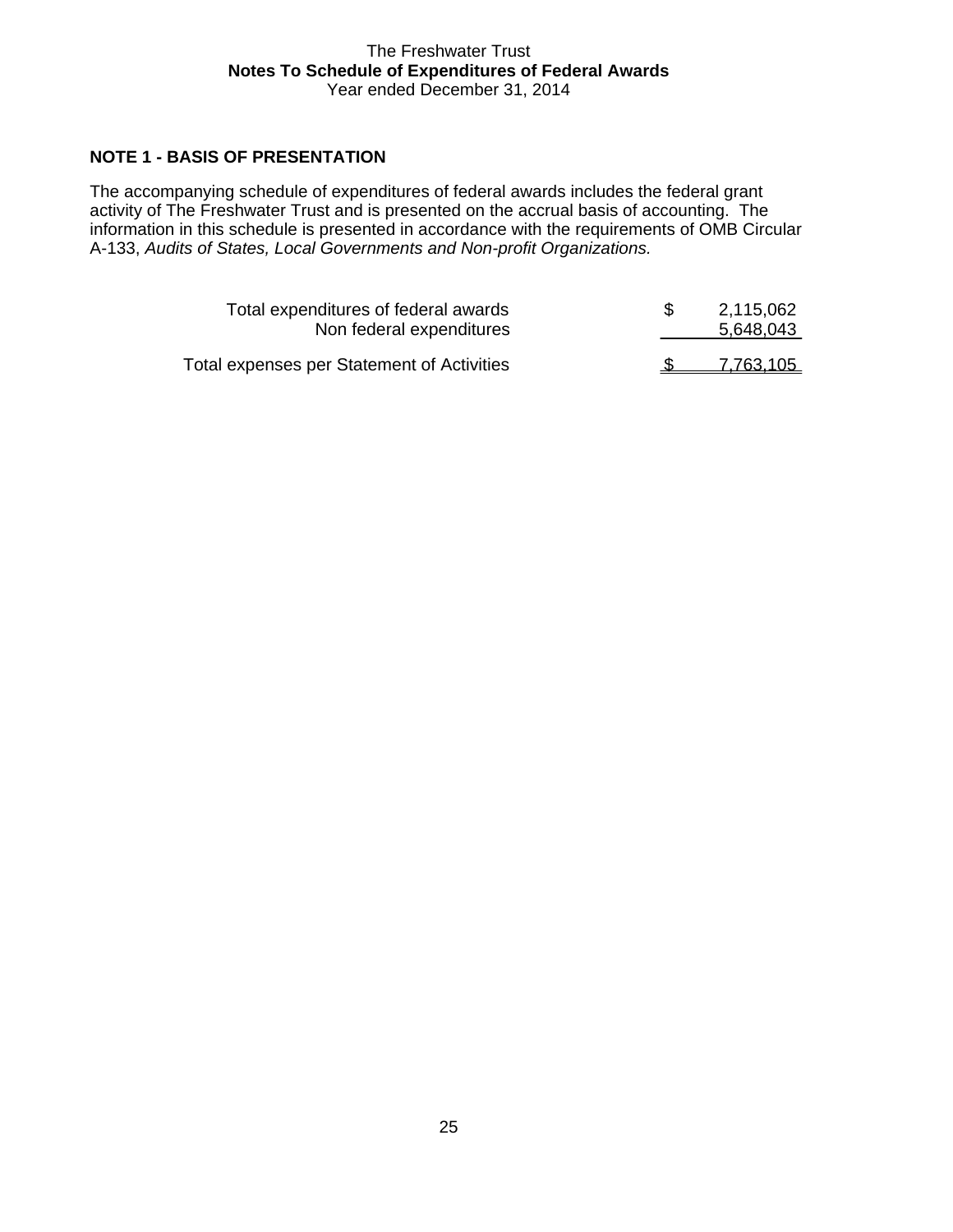The Freshwater Trust
**Notes To Schedule of Expenditures of Federal Awards**
Year ended December 31, 2014

## NOTE 1 - BASIS OF PRESENTATION

The accompanying schedule of expenditures of federal awards includes the federal grant activity of The Freshwater Trust and is presented on the accrual basis of accounting. The information in this schedule is presented in accordance with the requirements of OMB Circular A-133, *Audits of States, Local Governments and Non-profit Organizations.*

| | | |
|---|---|---|
| Total expenditures of federal awards | $ | 2,115,062 |
| Non federal expenditures | | 5,648,043 |
| Total expenses per Statement of Activities | $ | 7,763,105 |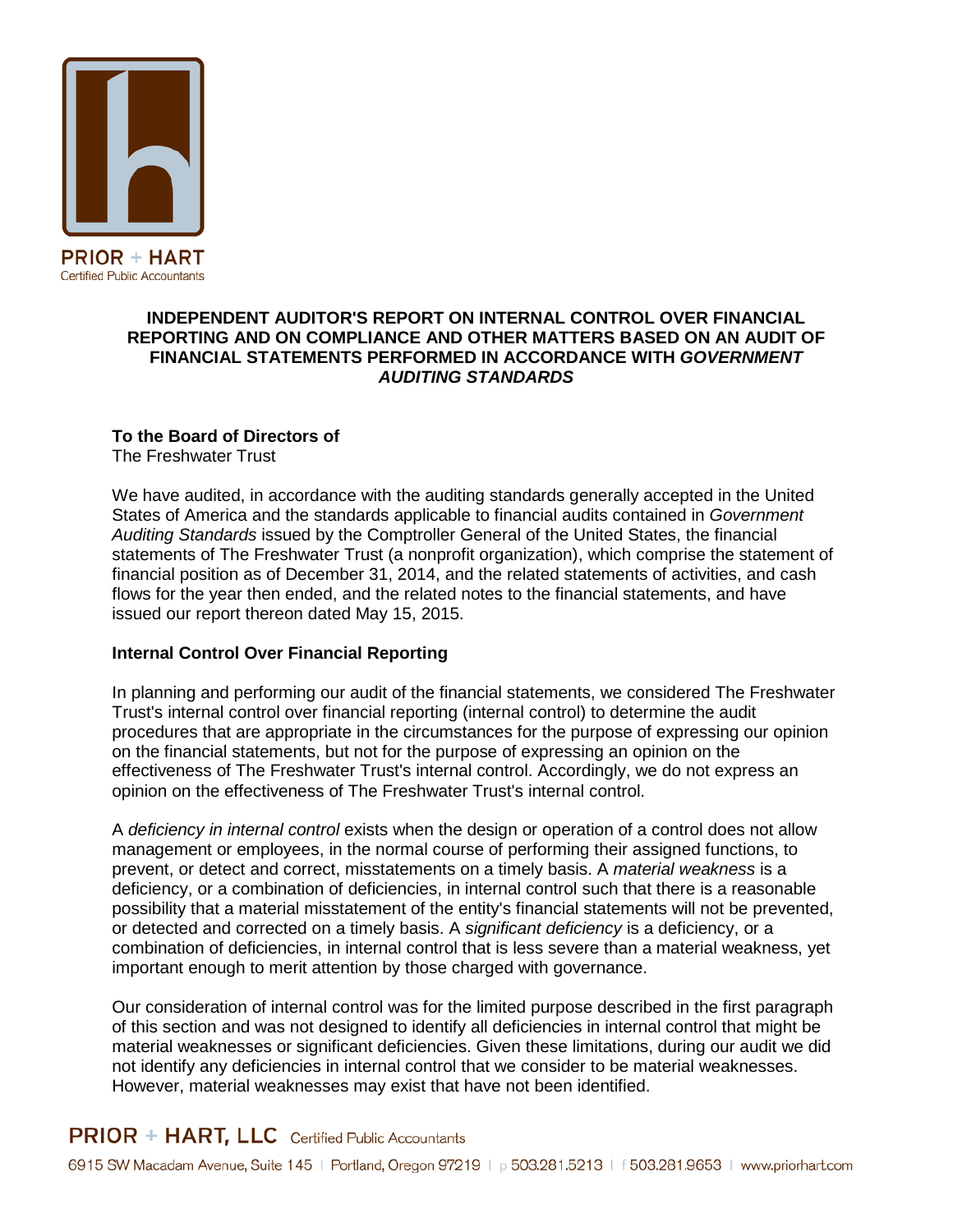**PRIOR + HART**
Certified Public Accountants

## INDEPENDENT AUDITOR'S REPORT ON INTERNAL CONTROL OVER FINANCIAL REPORTING AND ON COMPLIANCE AND OTHER MATTERS BASED ON AN AUDIT OF FINANCIAL STATEMENTS PERFORMED IN ACCORDANCE WITH *GOVERNMENT AUDITING STANDARDS*

**To the Board of Directors of**
The Freshwater Trust

We have audited, in accordance with the auditing standards generally accepted in the United States of America and the standards applicable to financial audits contained in *Government Auditing Standards* issued by the Comptroller General of the United States, the financial statements of The Freshwater Trust (a nonprofit organization), which comprise the statement of financial position as of December 31, 2014, and the related statements of activities, and cash flows for the year then ended, and the related notes to the financial statements, and have issued our report thereon dated May 15, 2015.

**Internal Control Over Financial Reporting**

In planning and performing our audit of the financial statements, we considered The Freshwater Trust's internal control over financial reporting (internal control) to determine the audit procedures that are appropriate in the circumstances for the purpose of expressing our opinion on the financial statements, but not for the purpose of expressing an opinion on the effectiveness of The Freshwater Trust's internal control. Accordingly, we do not express an opinion on the effectiveness of The Freshwater Trust's internal control.

A *deficiency in internal control* exists when the design or operation of a control does not allow management or employees, in the normal course of performing their assigned functions, to prevent, or detect and correct, misstatements on a timely basis. A *material weakness* is a deficiency, or a combination of deficiencies, in internal control such that there is a reasonable possibility that a material misstatement of the entity's financial statements will not be prevented, or detected and corrected on a timely basis. A *significant deficiency* is a deficiency, or a combination of deficiencies, in internal control that is less severe than a material weakness, yet important enough to merit attention by those charged with governance.

Our consideration of internal control was for the limited purpose described in the first paragraph of this section and was not designed to identify all deficiencies in internal control that might be material weaknesses or significant deficiencies. Given these limitations, during our audit we did not identify any deficiencies in internal control that we consider to be material weaknesses. However, material weaknesses may exist that have not been identified.

PRIOR + HART, LLC Certified Public Accountants
6915 SW Macadam Avenue, Suite 145 | Portland, Oregon 97219 | p 503.281.5213 | f 503.281.9653 | www.priorhart.com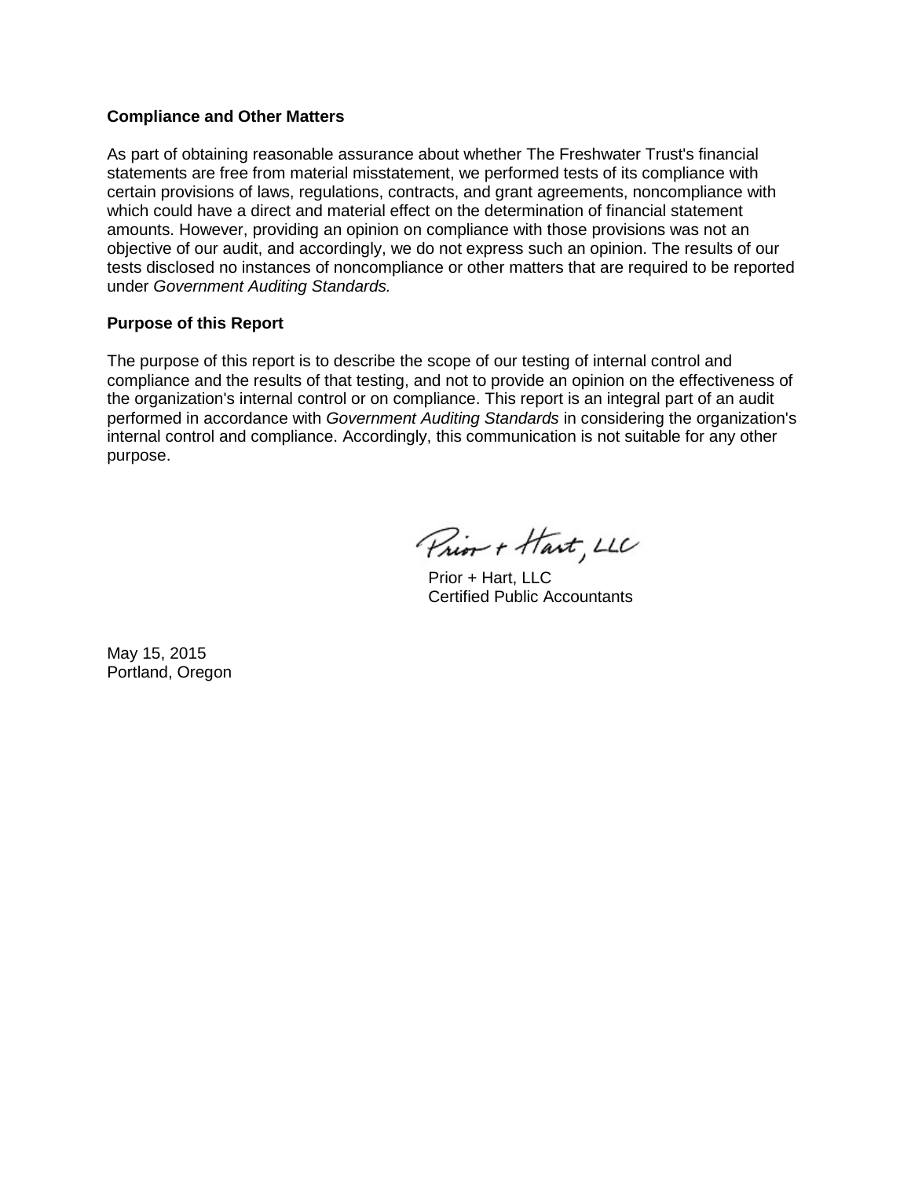**Compliance and Other Matters**

As part of obtaining reasonable assurance about whether The Freshwater Trust's financial statements are free from material misstatement, we performed tests of its compliance with certain provisions of laws, regulations, contracts, and grant agreements, noncompliance with which could have a direct and material effect on the determination of financial statement amounts. However, providing an opinion on compliance with those provisions was not an objective of our audit, and accordingly, we do not express such an opinion. The results of our tests disclosed no instances of noncompliance or other matters that are required to be reported under *Government Auditing Standards.*

**Purpose of this Report**

The purpose of this report is to describe the scope of our testing of internal control and compliance and the results of that testing, and not to provide an opinion on the effectiveness of the organization's internal control or on compliance. This report is an integral part of an audit performed in accordance with *Government Auditing Standards* in considering the organization's internal control and compliance. Accordingly, this communication is not suitable for any other purpose.

Prior + Hart, LLC

Prior + Hart, LLC
Certified Public Accountants

May 15, 2015
Portland, Oregon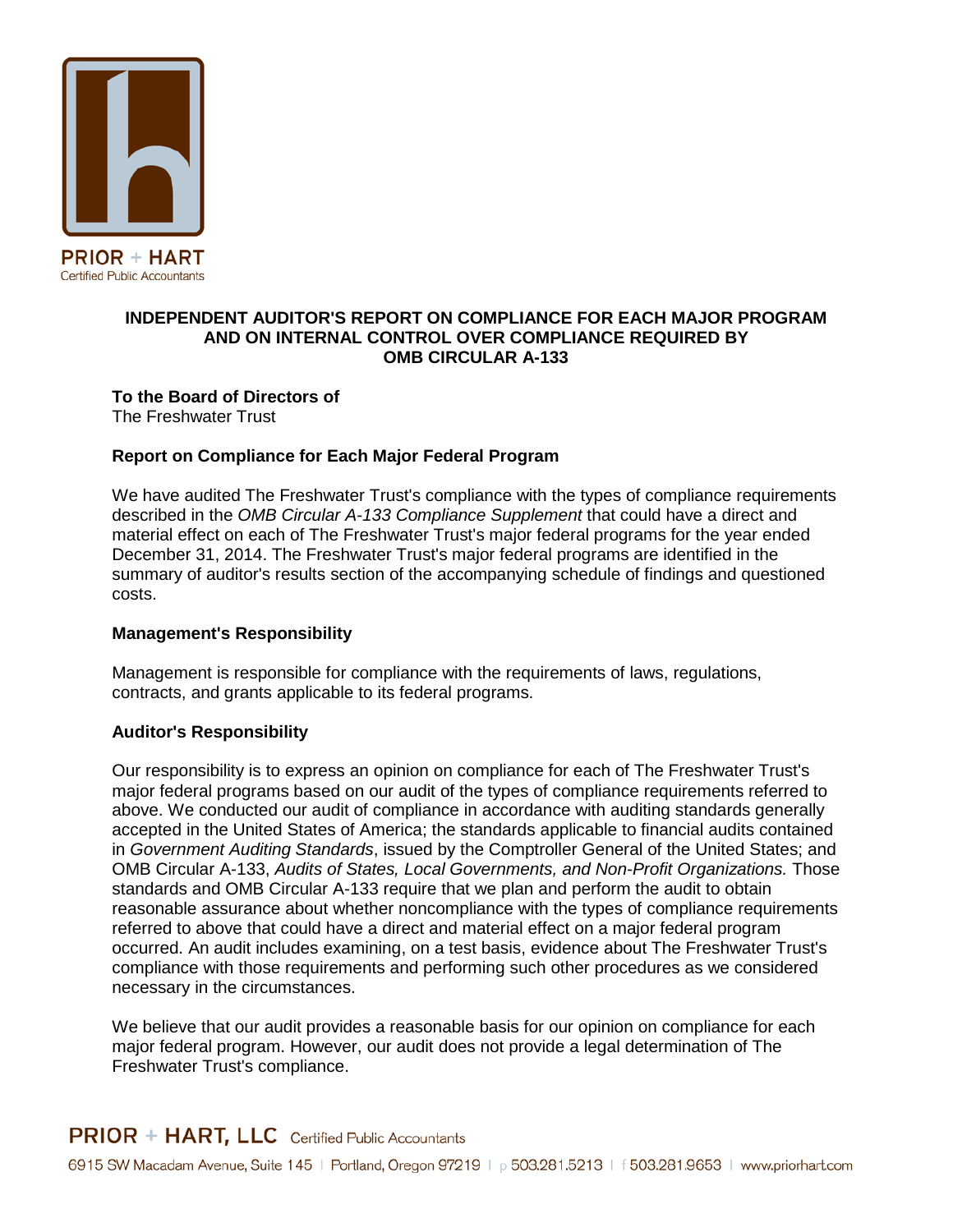PRIOR + HART
Certified Public Accountants

**INDEPENDENT AUDITOR'S REPORT ON COMPLIANCE FOR EACH MAJOR PROGRAM AND ON INTERNAL CONTROL OVER COMPLIANCE REQUIRED BY OMB CIRCULAR A-133**

**To the Board of Directors of**
The Freshwater Trust

**Report on Compliance for Each Major Federal Program**

We have audited The Freshwater Trust's compliance with the types of compliance requirements described in the *OMB Circular A-133 Compliance Supplement* that could have a direct and material effect on each of The Freshwater Trust's major federal programs for the year ended December 31, 2014. The Freshwater Trust's major federal programs are identified in the summary of auditor's results section of the accompanying schedule of findings and questioned costs.

**Management's Responsibility**

Management is responsible for compliance with the requirements of laws, regulations, contracts, and grants applicable to its federal programs.

**Auditor's Responsibility**

Our responsibility is to express an opinion on compliance for each of The Freshwater Trust's major federal programs based on our audit of the types of compliance requirements referred to above. We conducted our audit of compliance in accordance with auditing standards generally accepted in the United States of America; the standards applicable to financial audits contained in *Government Auditing Standards*, issued by the Comptroller General of the United States; and OMB Circular A-133, *Audits of States, Local Governments, and Non-Profit Organizations.* Those standards and OMB Circular A-133 require that we plan and perform the audit to obtain reasonable assurance about whether noncompliance with the types of compliance requirements referred to above that could have a direct and material effect on a major federal program occurred. An audit includes examining, on a test basis, evidence about The Freshwater Trust's compliance with those requirements and performing such other procedures as we considered necessary in the circumstances.

We believe that our audit provides a reasonable basis for our opinion on compliance for each major federal program. However, our audit does not provide a legal determination of The Freshwater Trust's compliance.

PRIOR + HART, LLC Certified Public Accountants
6915 SW Macadam Avenue, Suite 145 | Portland, Oregon 97219 | p 503.281.5213 | f 503.281.9653 | www.priorhart.com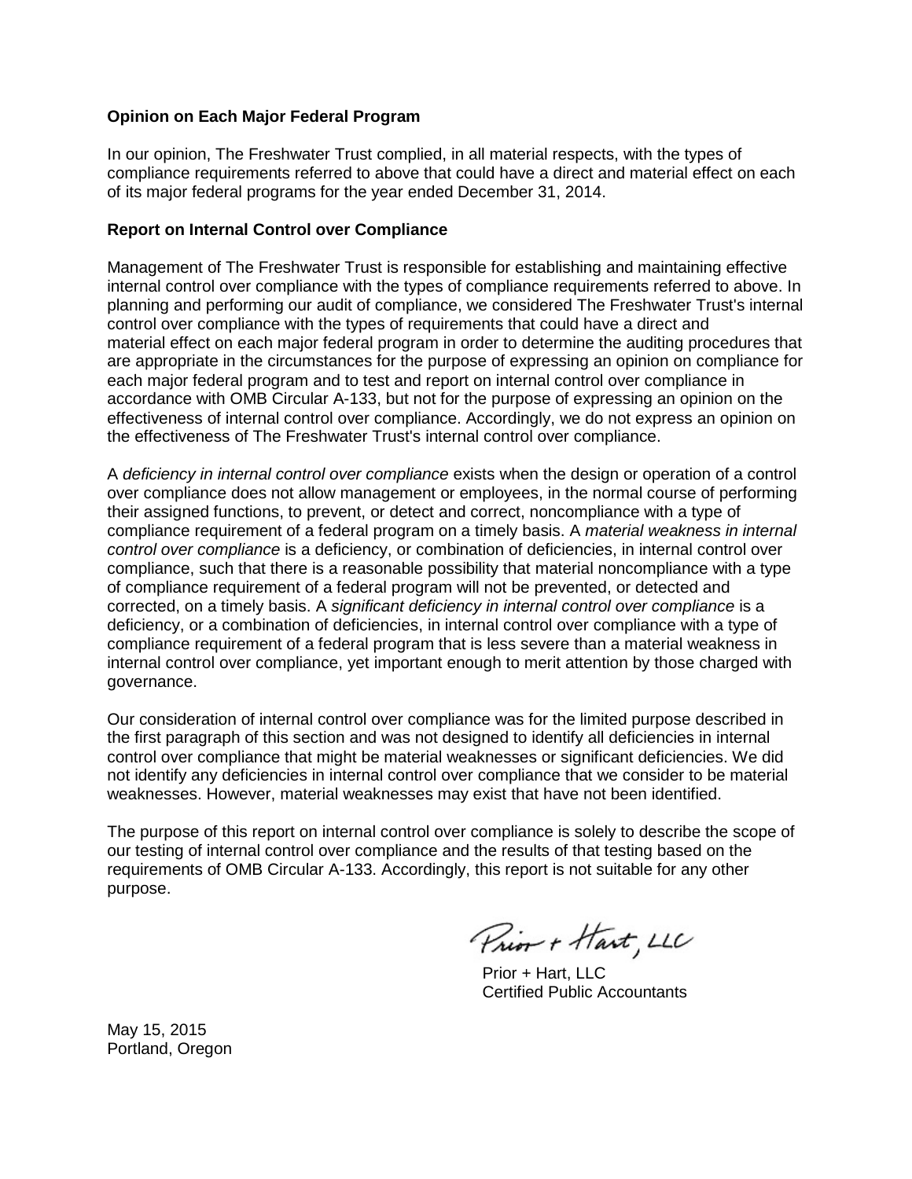**Opinion on Each Major Federal Program**

In our opinion, The Freshwater Trust complied, in all material respects, with the types of compliance requirements referred to above that could have a direct and material effect on each of its major federal programs for the year ended December 31, 2014.

**Report on Internal Control over Compliance**

Management of The Freshwater Trust is responsible for establishing and maintaining effective internal control over compliance with the types of compliance requirements referred to above. In planning and performing our audit of compliance, we considered The Freshwater Trust's internal control over compliance with the types of requirements that could have a direct and material effect on each major federal program in order to determine the auditing procedures that are appropriate in the circumstances for the purpose of expressing an opinion on compliance for each major federal program and to test and report on internal control over compliance in accordance with OMB Circular A-133, but not for the purpose of expressing an opinion on the effectiveness of internal control over compliance. Accordingly, we do not express an opinion on the effectiveness of The Freshwater Trust's internal control over compliance.

A *deficiency in internal control over compliance* exists when the design or operation of a control over compliance does not allow management or employees, in the normal course of performing their assigned functions, to prevent, or detect and correct, noncompliance with a type of compliance requirement of a federal program on a timely basis. A *material weakness in internal control over compliance* is a deficiency, or combination of deficiencies, in internal control over compliance, such that there is a reasonable possibility that material noncompliance with a type of compliance requirement of a federal program will not be prevented, or detected and corrected, on a timely basis. A *significant deficiency in internal control over compliance* is a deficiency, or a combination of deficiencies, in internal control over compliance with a type of compliance requirement of a federal program that is less severe than a material weakness in internal control over compliance, yet important enough to merit attention by those charged with governance.

Our consideration of internal control over compliance was for the limited purpose described in the first paragraph of this section and was not designed to identify all deficiencies in internal control over compliance that might be material weaknesses or significant deficiencies. We did not identify any deficiencies in internal control over compliance that we consider to be material weaknesses. However, material weaknesses may exist that have not been identified.

The purpose of this report on internal control over compliance is solely to describe the scope of our testing of internal control over compliance and the results of that testing based on the requirements of OMB Circular A-133. Accordingly, this report is not suitable for any other purpose.

Prior + Hart, LLC

Prior + Hart, LLC
Certified Public Accountants

May 15, 2015
Portland, Oregon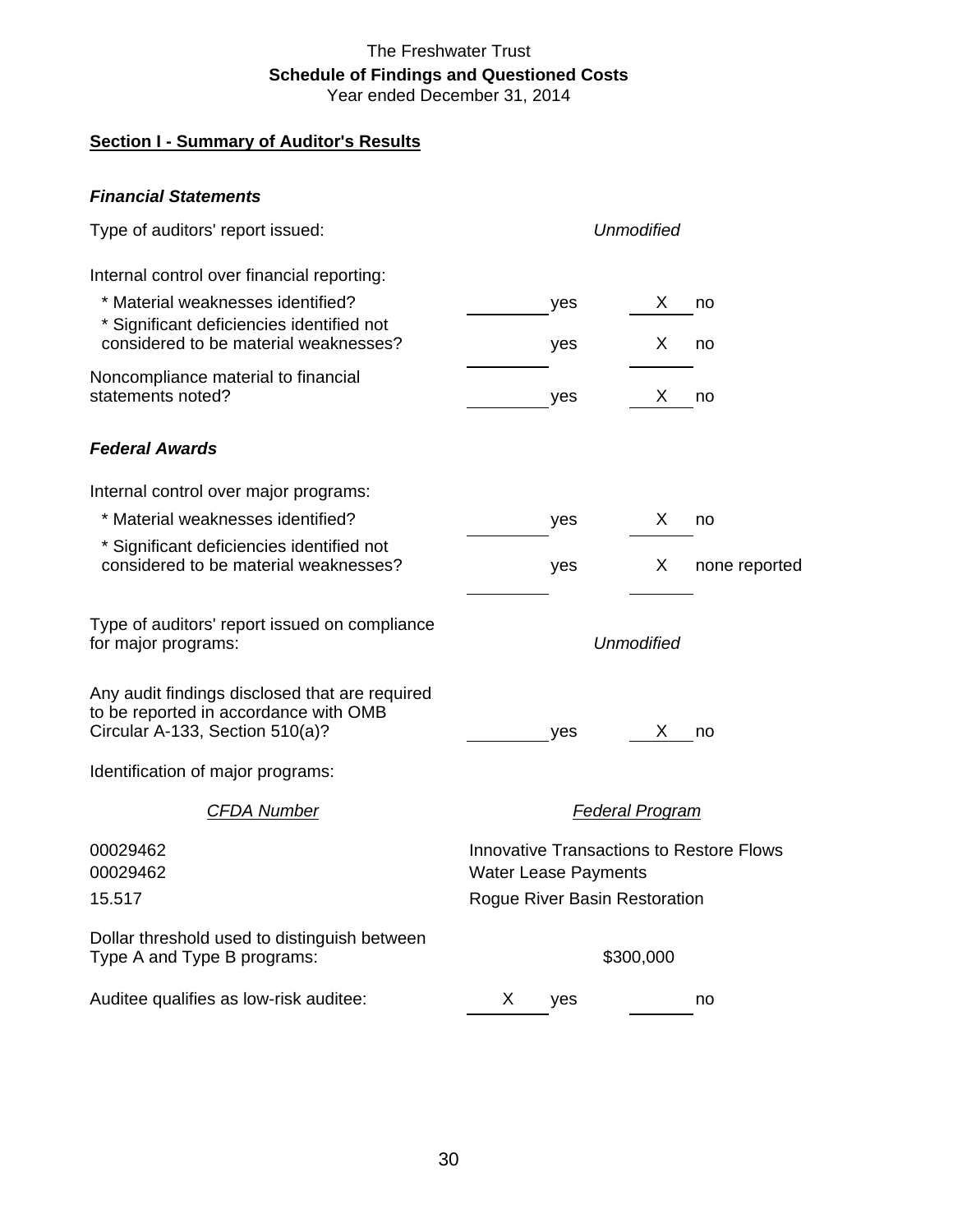The Freshwater Trust

**Schedule of Findings and Questioned Costs**

Year ended December 31, 2014

## Section I - Summary of Auditor's Results

### *Financial Statements*

| | | |
|---|---|---|
| Type of auditors' report issued: | *Unmodified* | |
| Internal control over financial reporting: | | |
| * Material weaknesses identified? | ______ yes | X no |
| * Significant deficiencies identified not considered to be material weaknesses? | ______ yes | X no |
| Noncompliance material to financial statements noted? | ______ yes | X no |

### *Federal Awards*

| | | |
|---|---|---|
| Internal control over major programs: | | |
| * Material weaknesses identified? | ______ yes | X no |
| * Significant deficiencies identified not considered to be material weaknesses? | ______ yes | X none reported |
| Type of auditors' report issued on compliance for major programs: | *Unmodified* | |
| Any audit findings disclosed that are required to be reported in accordance with OMB Circular A-133, Section 510(a)? | ______ yes | X no |

Identification of major programs:

| *CFDA Number* | *Federal Program* |
|---|---|
| 00029462 | Innovative Transactions to Restore Flows |
| 00029462 | Water Lease Payments |
| 15.517 | Rogue River Basin Restoration |

| | | |
|---|---|---|
| Dollar threshold used to distinguish between Type A and Type B programs: | $300,000 | |
| Auditee qualifies as low-risk auditee: | X yes | ______ no |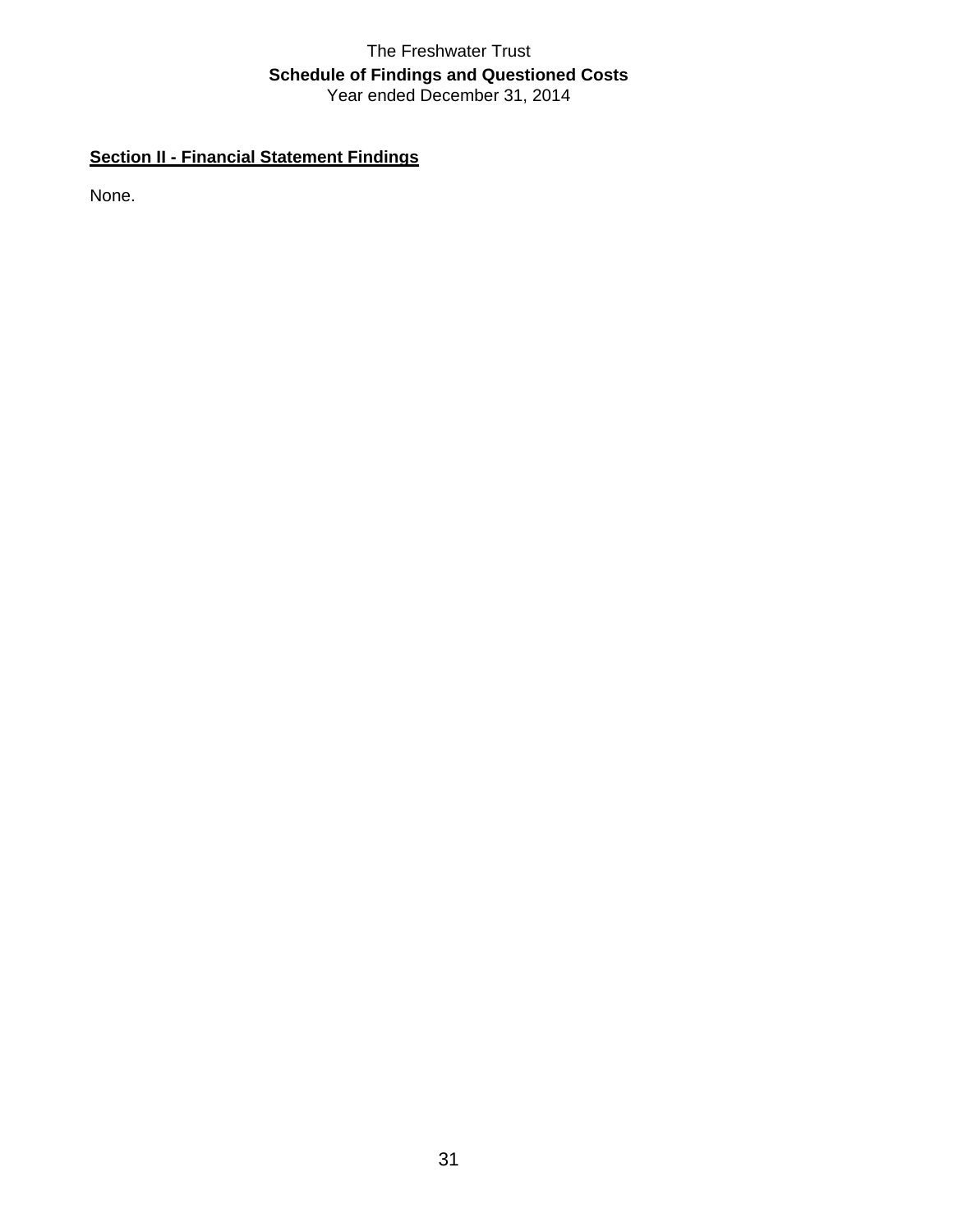The Freshwater Trust

**Schedule of Findings and Questioned Costs**

Year ended December 31, 2014

**Section II - Financial Statement Findings**

None.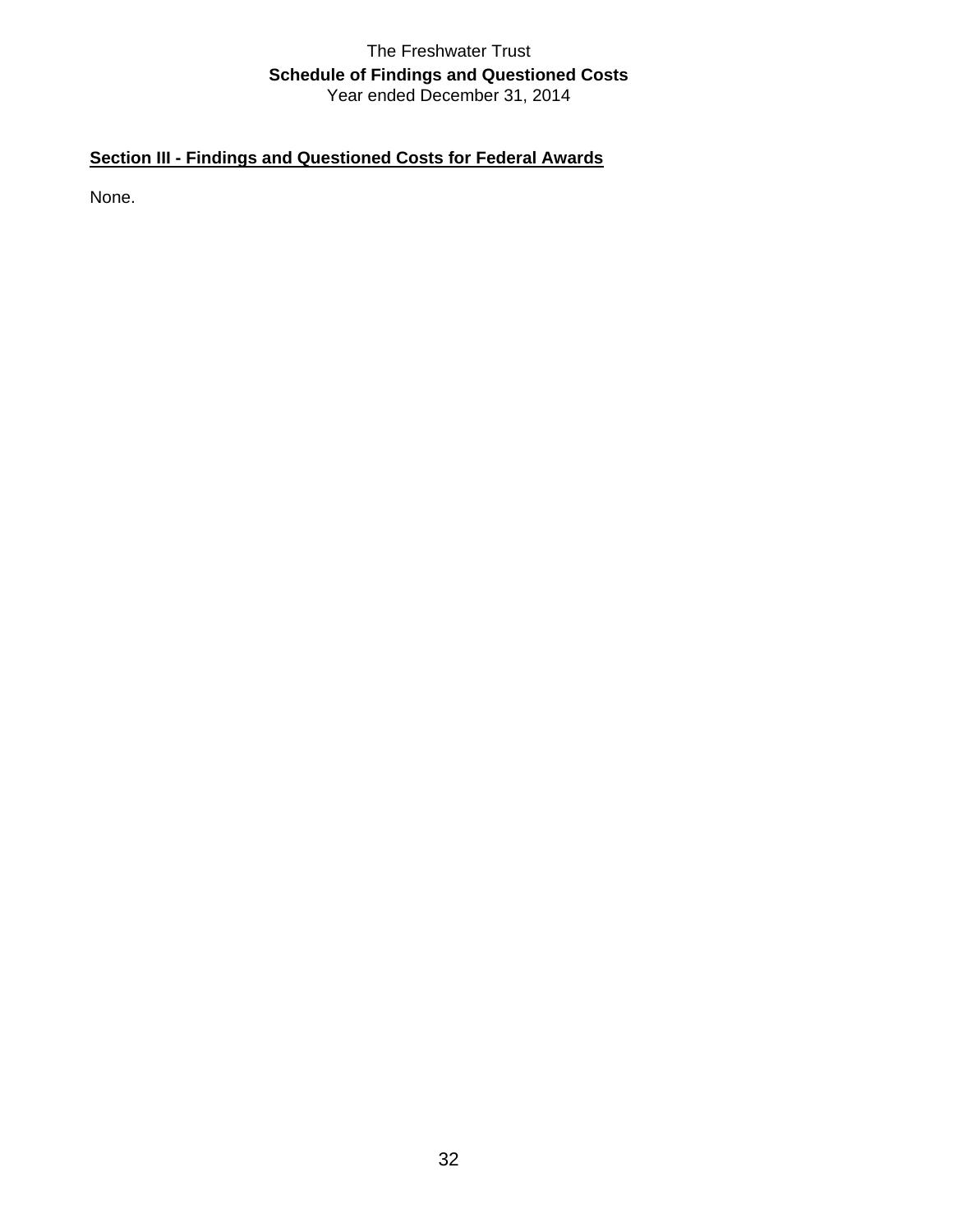The Freshwater Trust

**Schedule of Findings and Questioned Costs**

Year ended December 31, 2014

## Section III - Findings and Questioned Costs for Federal Awards

None.